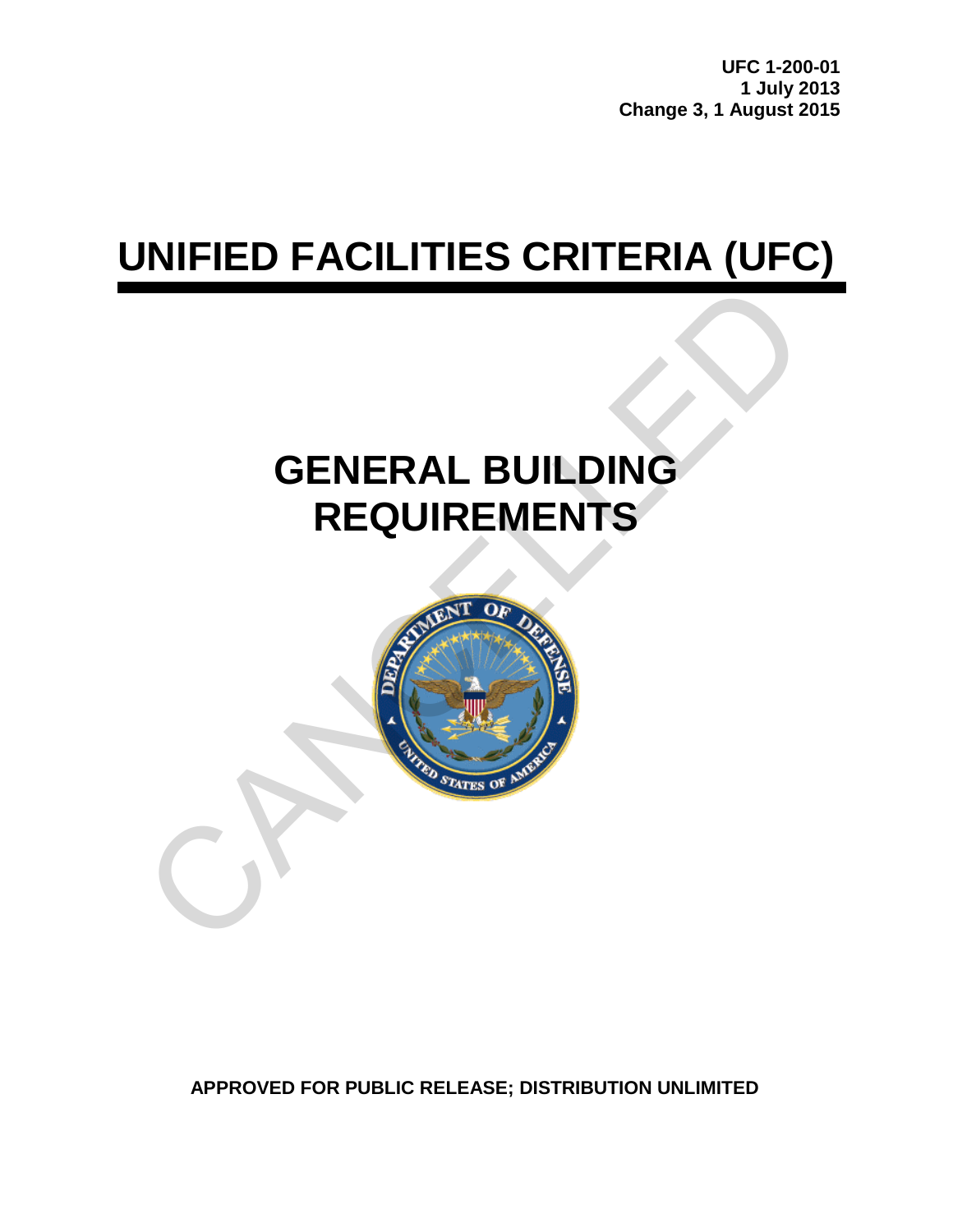**UFC 1-200-01**
**1 July 2013**
**Change 3, 1 August 2015**

# UNIFIED FACILITIES CRITERIA (UFC)

# GENERAL BUILDING REQUIREMENTS

**APPROVED FOR PUBLIC RELEASE; DISTRIBUTION UNLIMITED**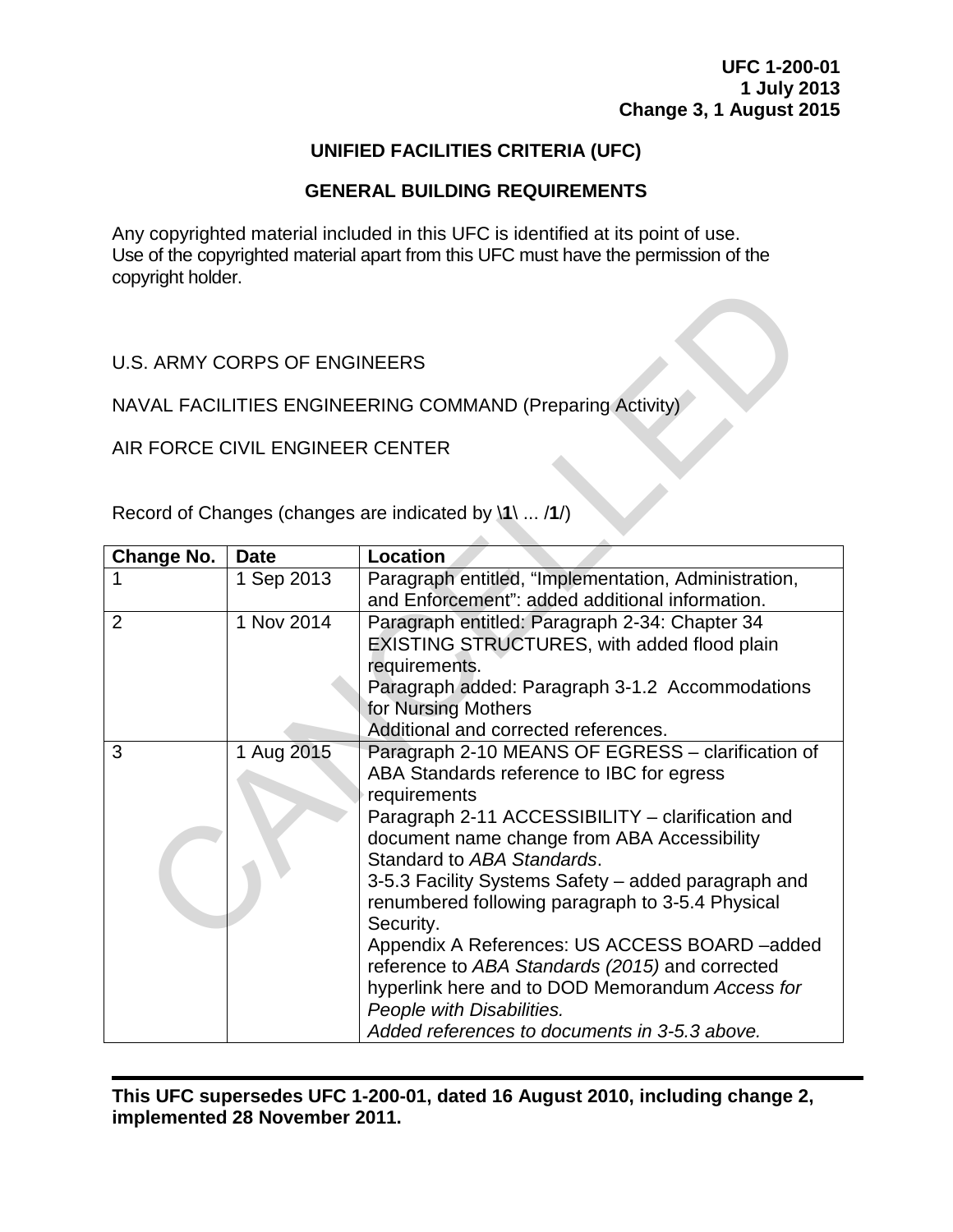**UFC 1-200-01**
**1 July 2013**
**Change 3, 1 August 2015**

# UNIFIED FACILITIES CRITERIA (UFC)

## GENERAL BUILDING REQUIREMENTS

Any copyrighted material included in this UFC is identified at its point of use.
Use of the copyrighted material apart from this UFC must have the permission of the copyright holder.

U.S. ARMY CORPS OF ENGINEERS

NAVAL FACILITIES ENGINEERING COMMAND (Preparing Activity)

AIR FORCE CIVIL ENGINEER CENTER

Record of Changes (changes are indicated by **\1\** ... **/1/**)

| Change No. | Date | Location |
|---|---|---|
| 1 | 1 Sep 2013 | Paragraph entitled, "Implementation, Administration, and Enforcement": added additional information. |
| 2 | 1 Nov 2014 | Paragraph entitled: Paragraph 2-34: Chapter 34 EXISTING STRUCTURES, with added flood plain requirements.<br>Paragraph added: Paragraph 3-1.2 Accommodations for Nursing Mothers<br>Additional and corrected references. |
| 3 | 1 Aug 2015 | Paragraph 2-10 MEANS OF EGRESS – clarification of ABA Standards reference to IBC for egress requirements<br>Paragraph 2-11 ACCESSIBILITY – clarification and document name change from ABA Accessibility Standard to *ABA Standards*.<br>3-5.3 Facility Systems Safety – added paragraph and renumbered following paragraph to 3-5.4 Physical Security.<br>Appendix A References: US ACCESS BOARD –added reference to *ABA Standards (2015)* and corrected hyperlink here and to DOD Memorandum *Access for People with Disabilities.*<br>*Added references to documents in 3-5.3 above.* |

**This UFC supersedes UFC 1-200-01, dated 16 August 2010, including change 2, implemented 28 November 2011.**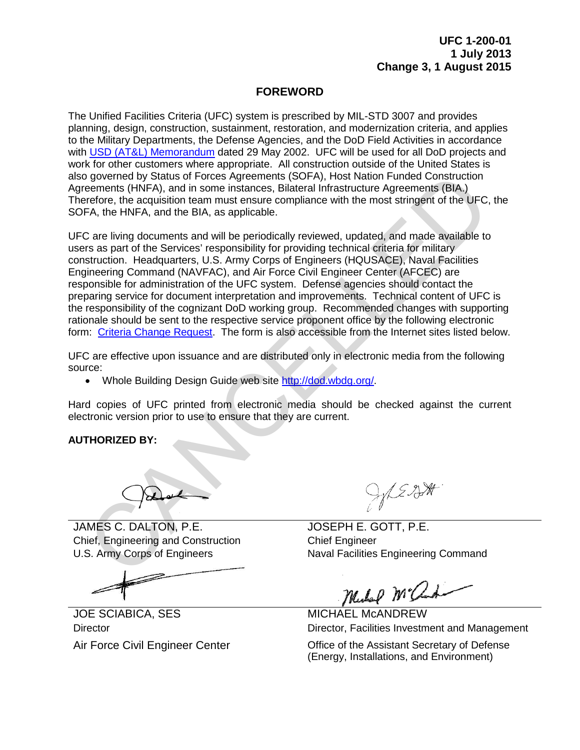UFC 1-200-01
1 July 2013
Change 3, 1 August 2015

# FOREWORD

The Unified Facilities Criteria (UFC) system is prescribed by MIL-STD 3007 and provides planning, design, construction, sustainment, restoration, and modernization criteria, and applies to the Military Departments, the Defense Agencies, and the DoD Field Activities in accordance with USD (AT&L) Memorandum dated 29 May 2002. UFC will be used for all DoD projects and work for other customers where appropriate. All construction outside of the United States is also governed by Status of Forces Agreements (SOFA), Host Nation Funded Construction Agreements (HNFA), and in some instances, Bilateral Infrastructure Agreements (BIA.) Therefore, the acquisition team must ensure compliance with the most stringent of the UFC, the SOFA, the HNFA, and the BIA, as applicable.

UFC are living documents and will be periodically reviewed, updated, and made available to users as part of the Services' responsibility for providing technical criteria for military construction. Headquarters, U.S. Army Corps of Engineers (HQUSACE), Naval Facilities Engineering Command (NAVFAC), and Air Force Civil Engineer Center (AFCEC) are responsible for administration of the UFC system. Defense agencies should contact the preparing service for document interpretation and improvements. Technical content of UFC is the responsibility of the cognizant DoD working group. Recommended changes with supporting rationale should be sent to the respective service proponent office by the following electronic form: Criteria Change Request. The form is also accessible from the Internet sites listed below.

UFC are effective upon issuance and are distributed only in electronic media from the following source:

- Whole Building Design Guide web site http://dod.wbdg.org/.

Hard copies of UFC printed from electronic media should be checked against the current electronic version prior to use to ensure that they are current.

**AUTHORIZED BY:**

| | |
|---|---|
| JAMES C. DALTON, P.E.<br>Chief, Engineering and Construction<br>U.S. Army Corps of Engineers | JOSEPH E. GOTT, P.E.<br>Chief Engineer<br>Naval Facilities Engineering Command |
| JOE SCIABICA, SES<br>Director<br>Air Force Civil Engineer Center | MICHAEL McANDREW<br>Director, Facilities Investment and Management<br>Office of the Assistant Secretary of Defense (Energy, Installations, and Environment) |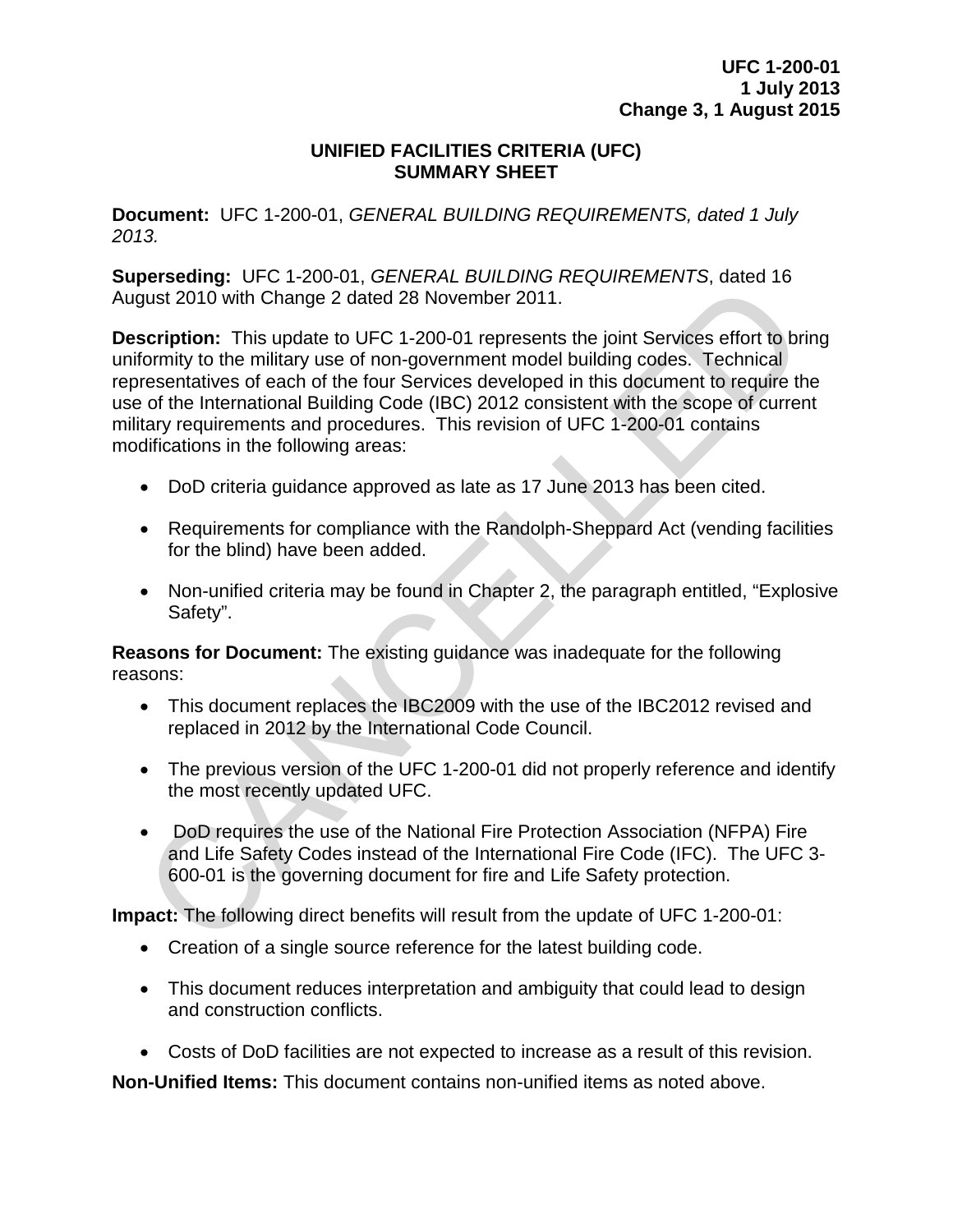# UNIFIED FACILITIES CRITERIA (UFC) SUMMARY SHEET

**Document:** UFC 1-200-01, *GENERAL BUILDING REQUIREMENTS, dated 1 July 2013.*

**Superseding:** UFC 1-200-01, *GENERAL BUILDING REQUIREMENTS*, dated 16 August 2010 with Change 2 dated 28 November 2011.

**Description:** This update to UFC 1-200-01 represents the joint Services effort to bring uniformity to the military use of non-government model building codes. Technical representatives of each of the four Services developed in this document to require the use of the International Building Code (IBC) 2012 consistent with the scope of current military requirements and procedures. This revision of UFC 1-200-01 contains modifications in the following areas:

- DoD criteria guidance approved as late as 17 June 2013 has been cited.
- Requirements for compliance with the Randolph-Sheppard Act (vending facilities for the blind) have been added.
- Non-unified criteria may be found in Chapter 2, the paragraph entitled, “Explosive Safety”.

**Reasons for Document:** The existing guidance was inadequate for the following reasons:

- This document replaces the IBC2009 with the use of the IBC2012 revised and replaced in 2012 by the International Code Council.
- The previous version of the UFC 1-200-01 did not properly reference and identify the most recently updated UFC.
- DoD requires the use of the National Fire Protection Association (NFPA) Fire and Life Safety Codes instead of the International Fire Code (IFC). The UFC 3-600-01 is the governing document for fire and Life Safety protection.

**Impact:** The following direct benefits will result from the update of UFC 1-200-01:

- Creation of a single source reference for the latest building code.
- This document reduces interpretation and ambiguity that could lead to design and construction conflicts.
- Costs of DoD facilities are not expected to increase as a result of this revision.

**Non-Unified Items:** This document contains non-unified items as noted above.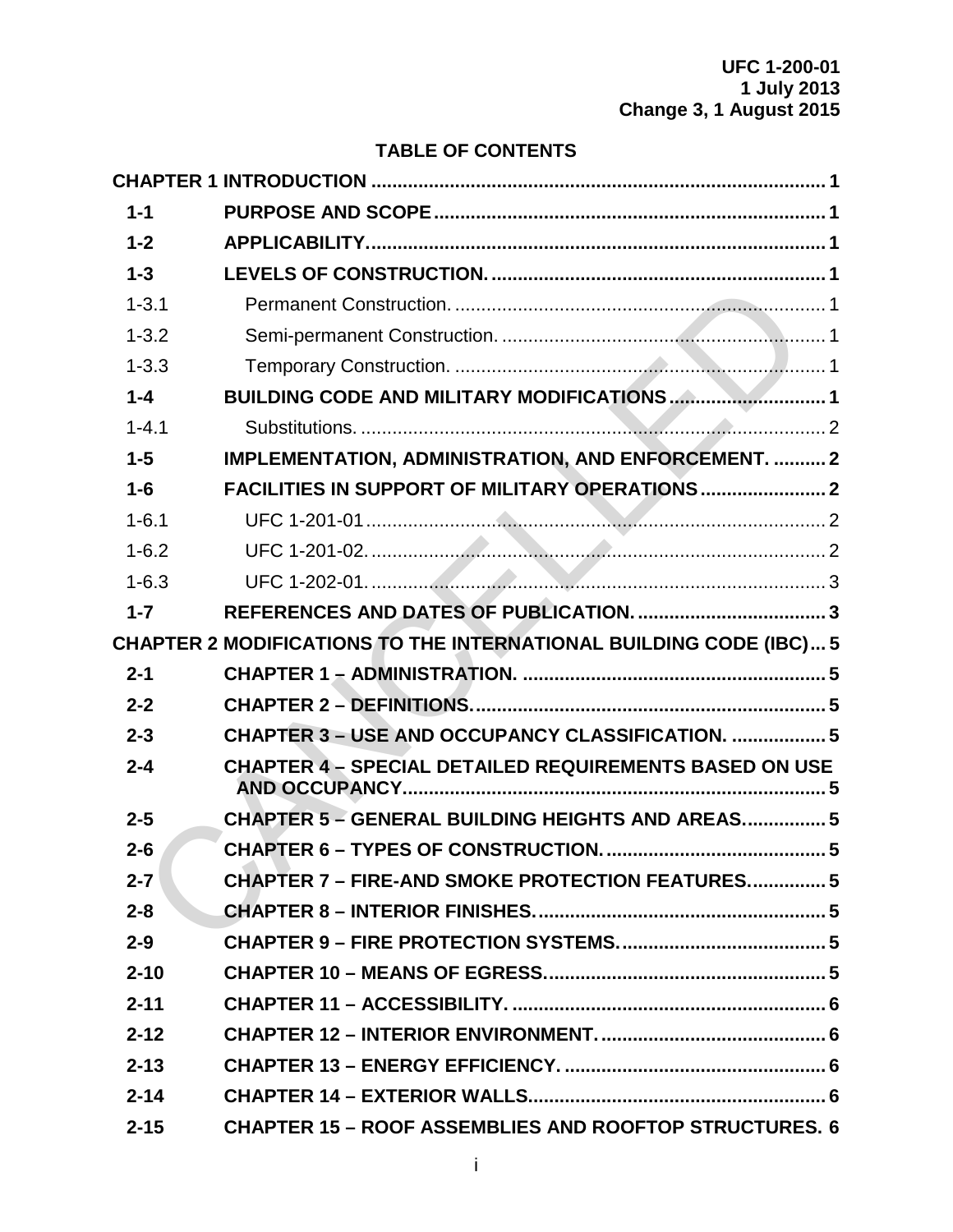## TABLE OF CONTENTS

| | | |
|---|---|---|
| **CHAPTER 1 INTRODUCTION** | | **1** |
| **1-1** | **PURPOSE AND SCOPE** | **1** |
| **1-2** | **APPLICABILITY.** | **1** |
| **1-3** | **LEVELS OF CONSTRUCTION.** | **1** |
| 1-3.1 | Permanent Construction. | 1 |
| 1-3.2 | Semi-permanent Construction. | 1 |
| 1-3.3 | Temporary Construction. | 1 |
| **1-4** | **BUILDING CODE AND MILITARY MODIFICATIONS** | **1** |
| 1-4.1 | Substitutions. | 2 |
| **1-5** | **IMPLEMENTATION, ADMINISTRATION, AND ENFORCEMENT.** | **2** |
| **1-6** | **FACILITIES IN SUPPORT OF MILITARY OPERATIONS** | **2** |
| 1-6.1 | UFC 1-201-01 | 2 |
| 1-6.2 | UFC 1-201-02. | 2 |
| 1-6.3 | UFC 1-202-01. | 3 |
| **1-7** | **REFERENCES AND DATES OF PUBLICATION.** | **3** |
| **CHAPTER 2 MODIFICATIONS TO THE INTERNATIONAL BUILDING CODE (IBC)** | | **5** |
| **2-1** | **CHAPTER 1 – ADMINISTRATION.** | **5** |
| **2-2** | **CHAPTER 2 – DEFINITIONS.** | **5** |
| **2-3** | **CHAPTER 3 – USE AND OCCUPANCY CLASSIFICATION.** | **5** |
| **2-4** | **CHAPTER 4 – SPECIAL DETAILED REQUIREMENTS BASED ON USE AND OCCUPANCY** | **5** |
| **2-5** | **CHAPTER 5 – GENERAL BUILDING HEIGHTS AND AREAS.** | **5** |
| **2-6** | **CHAPTER 6 – TYPES OF CONSTRUCTION.** | **5** |
| **2-7** | **CHAPTER 7 – FIRE-AND SMOKE PROTECTION FEATURES.** | **5** |
| **2-8** | **CHAPTER 8 – INTERIOR FINISHES.** | **5** |
| **2-9** | **CHAPTER 9 – FIRE PROTECTION SYSTEMS.** | **5** |
| **2-10** | **CHAPTER 10 – MEANS OF EGRESS.** | **5** |
| **2-11** | **CHAPTER 11 – ACCESSIBILITY.** | **6** |
| **2-12** | **CHAPTER 12 – INTERIOR ENVIRONMENT.** | **6** |
| **2-13** | **CHAPTER 13 – ENERGY EFFICIENCY.** | **6** |
| **2-14** | **CHAPTER 14 – EXTERIOR WALLS** | **6** |
| **2-15** | **CHAPTER 15 – ROOF ASSEMBLIES AND ROOFTOP STRUCTURES.** | **6** |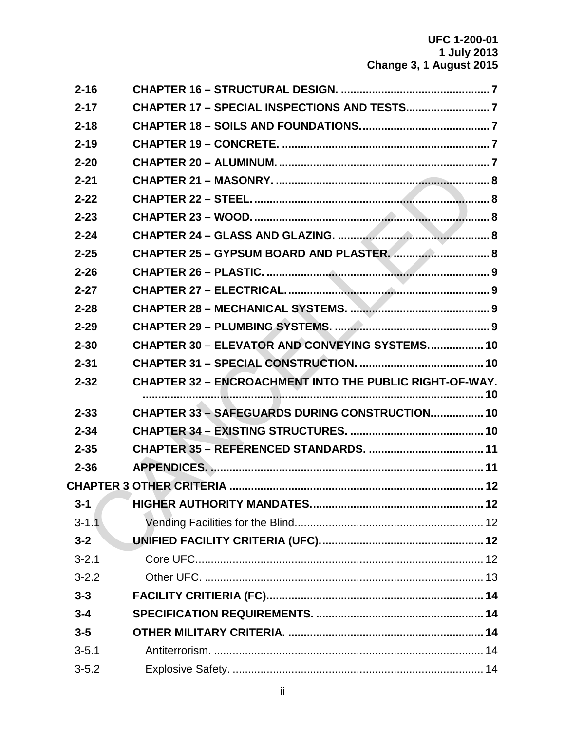| | | |
|---|---|---|
| **2-16** | **CHAPTER 16 – STRUCTURAL DESIGN.** | **7** |
| **2-17** | **CHAPTER 17 – SPECIAL INSPECTIONS AND TESTS.** | **7** |
| **2-18** | **CHAPTER 18 – SOILS AND FOUNDATIONS.** | **7** |
| **2-19** | **CHAPTER 19 – CONCRETE.** | **7** |
| **2-20** | **CHAPTER 20 – ALUMINUM.** | **7** |
| **2-21** | **CHAPTER 21 – MASONRY.** | **8** |
| **2-22** | **CHAPTER 22 – STEEL.** | **8** |
| **2-23** | **CHAPTER 23 – WOOD.** | **8** |
| **2-24** | **CHAPTER 24 – GLASS AND GLAZING.** | **8** |
| **2-25** | **CHAPTER 25 – GYPSUM BOARD AND PLASTER.** | **8** |
| **2-26** | **CHAPTER 26 – PLASTIC.** | **9** |
| **2-27** | **CHAPTER 27 – ELECTRICAL.** | **9** |
| **2-28** | **CHAPTER 28 – MECHANICAL SYSTEMS.** | **9** |
| **2-29** | **CHAPTER 29 – PLUMBING SYSTEMS.** | **9** |
| **2-30** | **CHAPTER 30 – ELEVATOR AND CONVEYING SYSTEMS.** | **10** |
| **2-31** | **CHAPTER 31 – SPECIAL CONSTRUCTION.** | **10** |
| **2-32** | **CHAPTER 32 – ENCROACHMENT INTO THE PUBLIC RIGHT-OF-WAY.** | **10** |
| **2-33** | **CHAPTER 33 – SAFEGUARDS DURING CONSTRUCTION.** | **10** |
| **2-34** | **CHAPTER 34 – EXISTING STRUCTURES.** | **10** |
| **2-35** | **CHAPTER 35 – REFERENCED STANDARDS.** | **11** |
| **2-36** | **APPENDICES.** | **11** |
| **CHAPTER 3 OTHER CRITERIA** | | **12** |
| **3-1** | **HIGHER AUTHORITY MANDATES.** | **12** |
| 3-1.1 | Vending Facilities for the Blind. | 12 |
| **3-2** | **UNIFIED FACILITY CRITERIA (UFC).** | **12** |
| 3-2.1 | Core UFC. | 12 |
| 3-2.2 | Other UFC. | 13 |
| **3-3** | **FACILITY CRITIERIA (FC).** | **14** |
| **3-4** | **SPECIFICATION REQUIREMENTS.** | **14** |
| **3-5** | **OTHER MILITARY CRITERIA.** | **14** |
| 3-5.1 | Antiterrorism. | 14 |
| 3-5.2 | Explosive Safety. | 14 |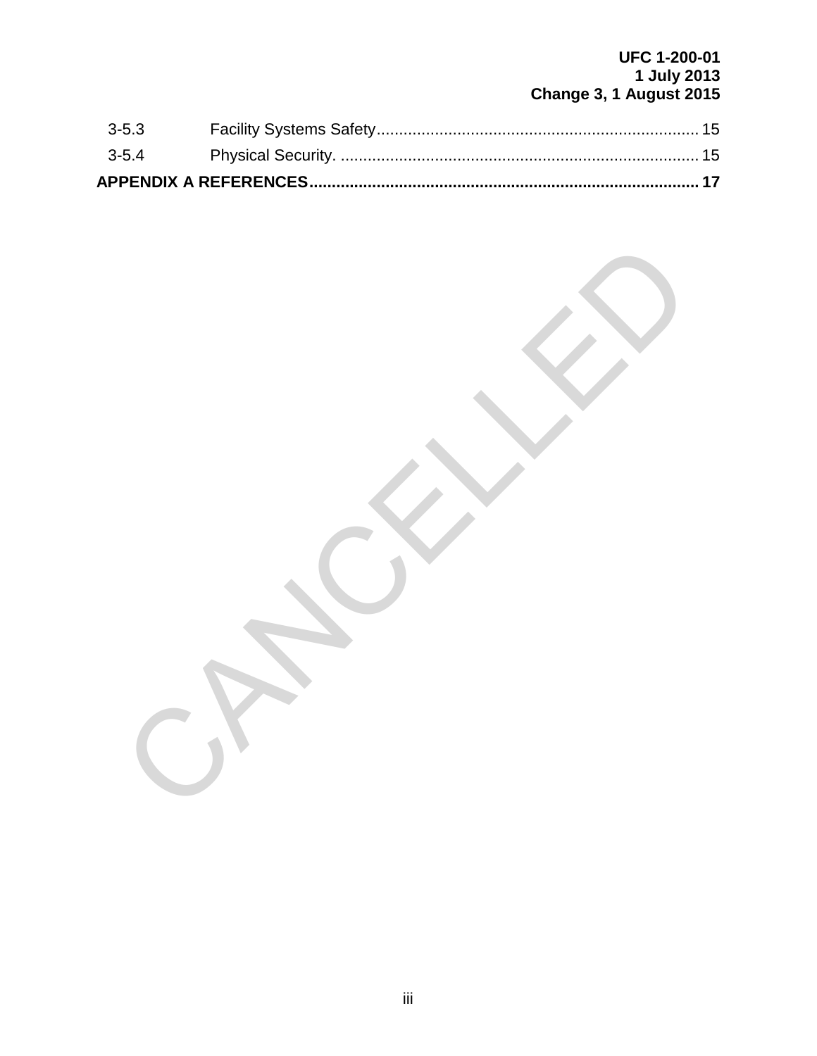| | | |
|---|---|---|
| 3-5.3 | Facility Systems Safety | 15 |
| 3-5.4 | Physical Security. | 15 |
| **APPENDIX A REFERENCES** | | **17** |

CANCELLED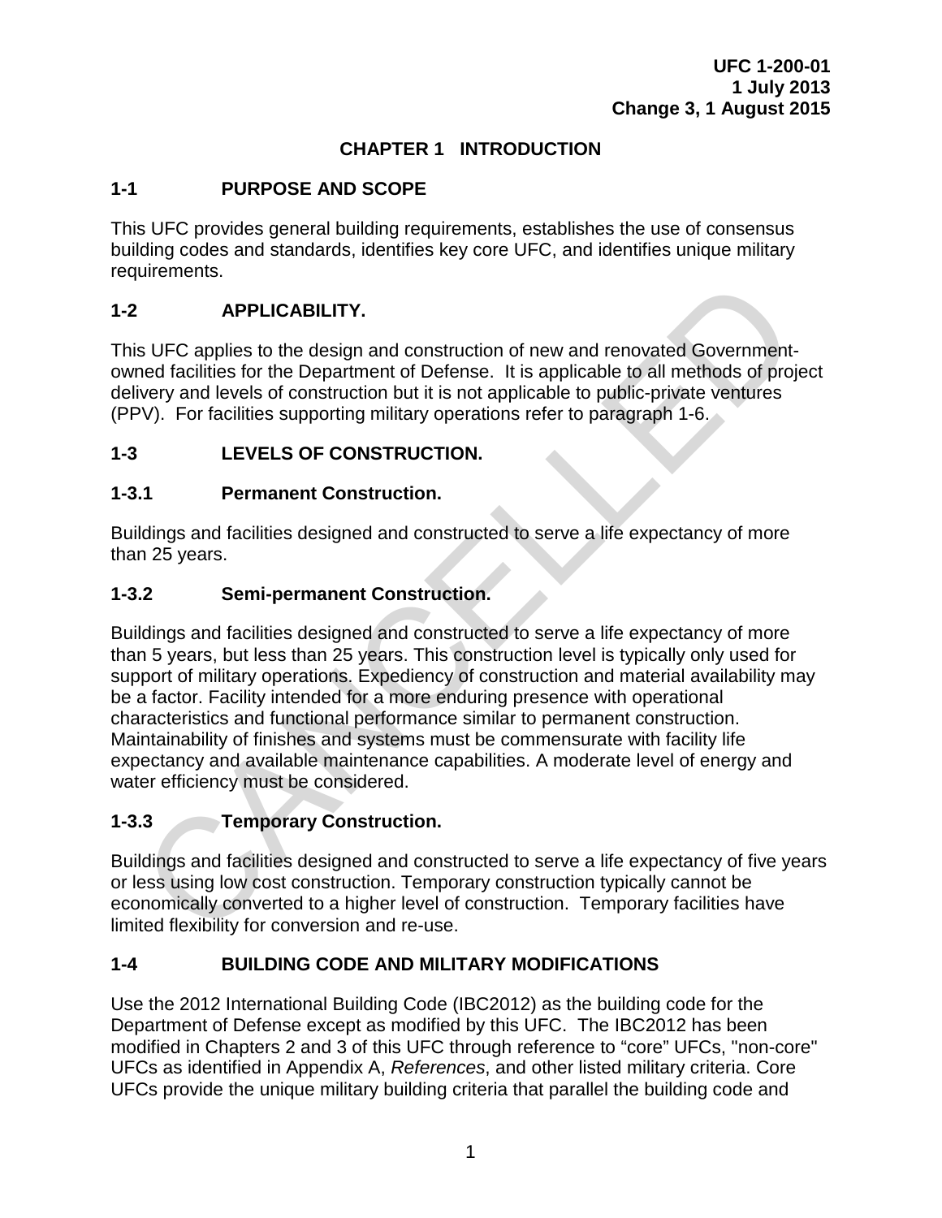# CHAPTER 1 INTRODUCTION

## 1-1 PURPOSE AND SCOPE

This UFC provides general building requirements, establishes the use of consensus building codes and standards, identifies key core UFC, and identifies unique military requirements.

## 1-2 APPLICABILITY.

This UFC applies to the design and construction of new and renovated Government-owned facilities for the Department of Defense. It is applicable to all methods of project delivery and levels of construction but it is not applicable to public-private ventures (PPV). For facilities supporting military operations refer to paragraph 1-6.

## 1-3 LEVELS OF CONSTRUCTION.

### 1-3.1 Permanent Construction.

Buildings and facilities designed and constructed to serve a life expectancy of more than 25 years.

### 1-3.2 Semi-permanent Construction.

Buildings and facilities designed and constructed to serve a life expectancy of more than 5 years, but less than 25 years. This construction level is typically only used for support of military operations. Expediency of construction and material availability may be a factor. Facility intended for a more enduring presence with operational characteristics and functional performance similar to permanent construction. Maintainability of finishes and systems must be commensurate with facility life expectancy and available maintenance capabilities. A moderate level of energy and water efficiency must be considered.

### 1-3.3 Temporary Construction.

Buildings and facilities designed and constructed to serve a life expectancy of five years or less using low cost construction. Temporary construction typically cannot be economically converted to a higher level of construction. Temporary facilities have limited flexibility for conversion and re-use.

## 1-4 BUILDING CODE AND MILITARY MODIFICATIONS

Use the 2012 International Building Code (IBC2012) as the building code for the Department of Defense except as modified by this UFC. The IBC2012 has been modified in Chapters 2 and 3 of this UFC through reference to "core" UFCs, "non-core" UFCs as identified in Appendix A, *References*, and other listed military criteria. Core UFCs provide the unique military building criteria that parallel the building code and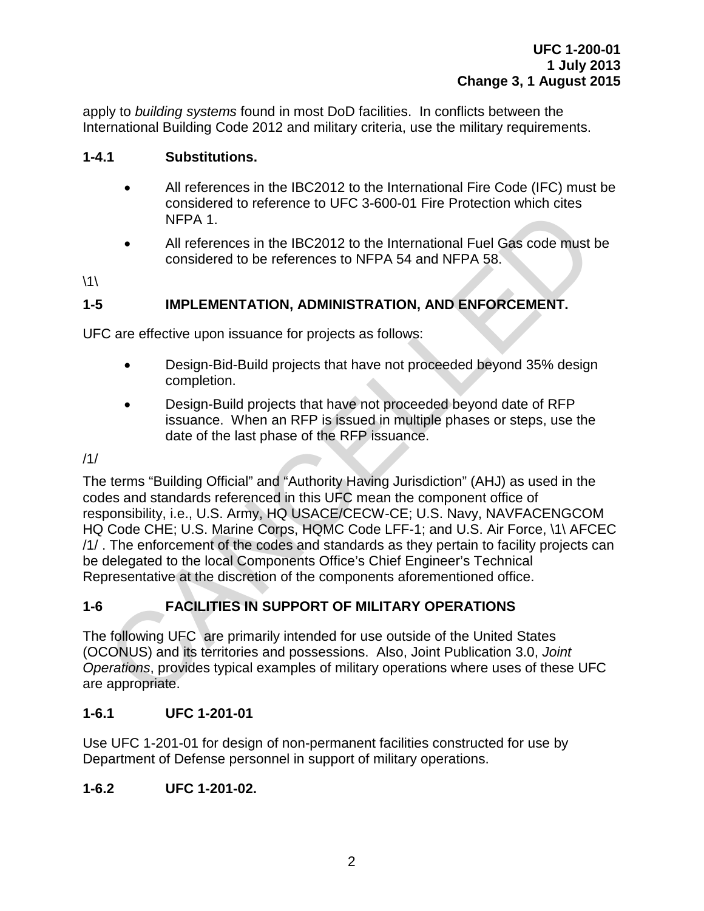apply to *building systems* found in most DoD facilities. In conflicts between the International Building Code 2012 and military criteria, use the military requirements.

### 1-4.1 Substitutions.

- All references in the IBC2012 to the International Fire Code (IFC) must be considered to reference to UFC 3-600-01 Fire Protection which cites NFPA 1.
- All references in the IBC2012 to the International Fuel Gas code must be considered to be references to NFPA 54 and NFPA 58.

\1\

## 1-5 IMPLEMENTATION, ADMINISTRATION, AND ENFORCEMENT.

UFC are effective upon issuance for projects as follows:

- Design-Bid-Build projects that have not proceeded beyond 35% design completion.
- Design-Build projects that have not proceeded beyond date of RFP issuance. When an RFP is issued in multiple phases or steps, use the date of the last phase of the RFP issuance.

/1/

The terms "Building Official" and "Authority Having Jurisdiction" (AHJ) as used in the codes and standards referenced in this UFC mean the component office of responsibility, i.e., U.S. Army, HQ USACE/CECW-CE; U.S. Navy, NAVFACENGCOM HQ Code CHE; U.S. Marine Corps, HQMC Code LFF-1; and U.S. Air Force, \1\ AFCEC /1/ . The enforcement of the codes and standards as they pertain to facility projects can be delegated to the local Components Office's Chief Engineer's Technical Representative at the discretion of the components aforementioned office.

## 1-6 FACILITIES IN SUPPORT OF MILITARY OPERATIONS

The following UFC are primarily intended for use outside of the United States (OCONUS) and its territories and possessions. Also, Joint Publication 3.0, *Joint Operations*, provides typical examples of military operations where uses of these UFC are appropriate.

### 1-6.1 UFC 1-201-01

Use UFC 1-201-01 for design of non-permanent facilities constructed for use by Department of Defense personnel in support of military operations.

### 1-6.2 UFC 1-201-02.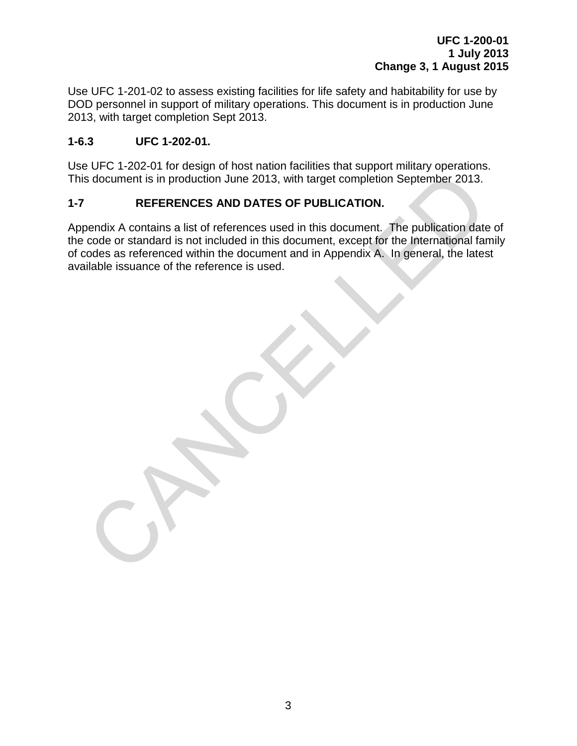Use UFC 1-201-02 to assess existing facilities for life safety and habitability for use by DOD personnel in support of military operations. This document is in production June 2013, with target completion Sept 2013.

### 1-6.3 UFC 1-202-01.

Use UFC 1-202-01 for design of host nation facilities that support military operations. This document is in production June 2013, with target completion September 2013.

## 1-7 REFERENCES AND DATES OF PUBLICATION.

Appendix A contains a list of references used in this document. The publication date of the code or standard is not included in this document, except for the International family of codes as referenced within the document and in Appendix A. In general, the latest available issuance of the reference is used.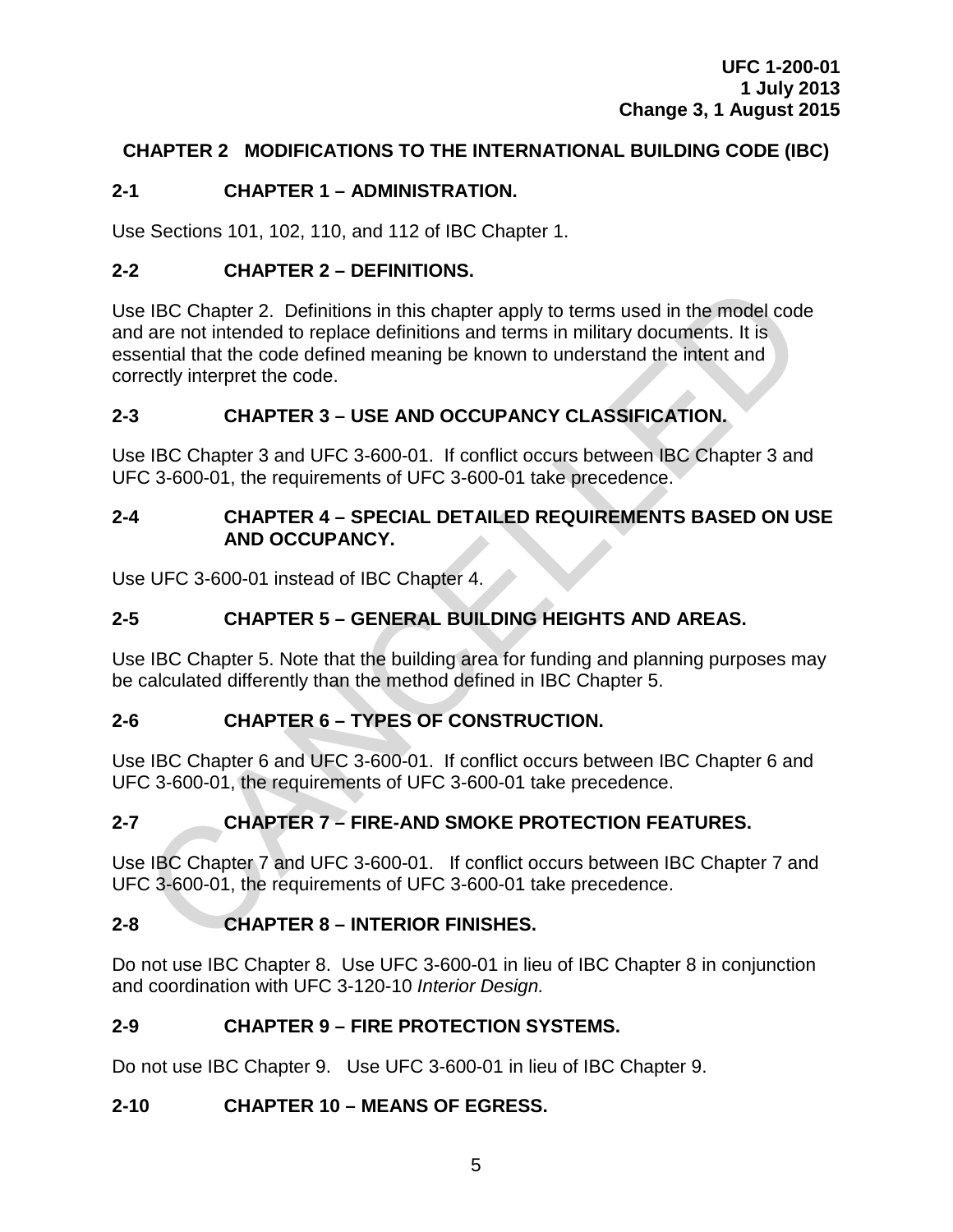## CHAPTER 2 MODIFICATIONS TO THE INTERNATIONAL BUILDING CODE (IBC)

### 2-1 CHAPTER 1 – ADMINISTRATION.

Use Sections 101, 102, 110, and 112 of IBC Chapter 1.

### 2-2 CHAPTER 2 – DEFINITIONS.

Use IBC Chapter 2. Definitions in this chapter apply to terms used in the model code and are not intended to replace definitions and terms in military documents. It is essential that the code defined meaning be known to understand the intent and correctly interpret the code.

### 2-3 CHAPTER 3 – USE AND OCCUPANCY CLASSIFICATION.

Use IBC Chapter 3 and UFC 3-600-01. If conflict occurs between IBC Chapter 3 and UFC 3-600-01, the requirements of UFC 3-600-01 take precedence.

### 2-4 CHAPTER 4 – SPECIAL DETAILED REQUIREMENTS BASED ON USE AND OCCUPANCY.

Use UFC 3-600-01 instead of IBC Chapter 4.

### 2-5 CHAPTER 5 – GENERAL BUILDING HEIGHTS AND AREAS.

Use IBC Chapter 5. Note that the building area for funding and planning purposes may be calculated differently than the method defined in IBC Chapter 5.

### 2-6 CHAPTER 6 – TYPES OF CONSTRUCTION.

Use IBC Chapter 6 and UFC 3-600-01. If conflict occurs between IBC Chapter 6 and UFC 3-600-01, the requirements of UFC 3-600-01 take precedence.

### 2-7 CHAPTER 7 – FIRE-AND SMOKE PROTECTION FEATURES.

Use IBC Chapter 7 and UFC 3-600-01. If conflict occurs between IBC Chapter 7 and UFC 3-600-01, the requirements of UFC 3-600-01 take precedence.

### 2-8 CHAPTER 8 – INTERIOR FINISHES.

Do not use IBC Chapter 8. Use UFC 3-600-01 in lieu of IBC Chapter 8 in conjunction and coordination with UFC 3-120-10 *Interior Design.*

### 2-9 CHAPTER 9 – FIRE PROTECTION SYSTEMS.

Do not use IBC Chapter 9. Use UFC 3-600-01 in lieu of IBC Chapter 9.

### 2-10 CHAPTER 10 – MEANS OF EGRESS.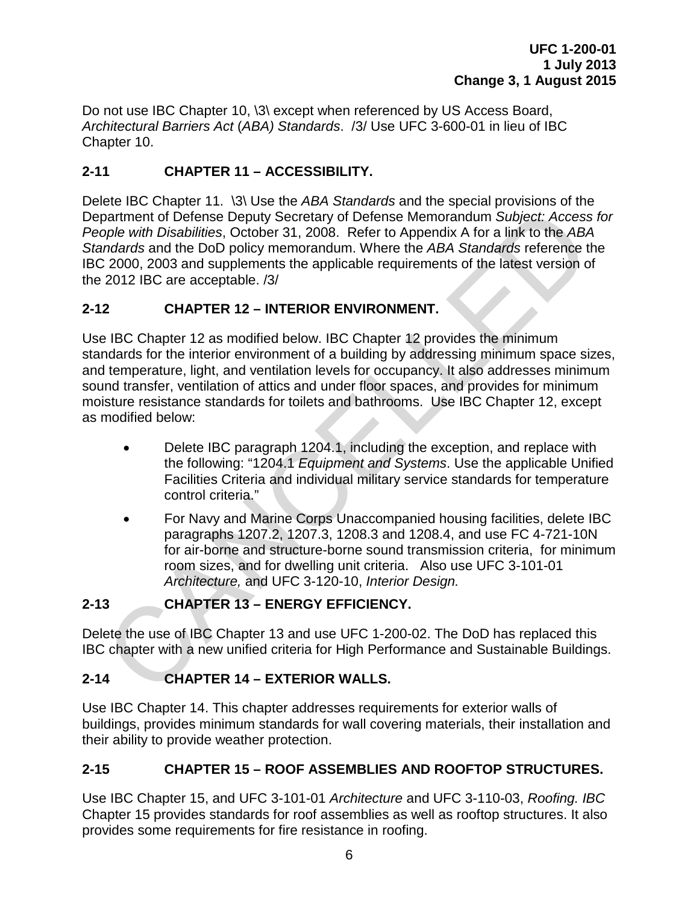Do not use IBC Chapter 10, \3\ except when referenced by US Access Board, *Architectural Barriers Act* (*ABA) Standards*. /3/ Use UFC 3-600-01 in lieu of IBC Chapter 10.

## 2-11 CHAPTER 11 – ACCESSIBILITY.

Delete IBC Chapter 11. \3\ Use the *ABA Standards* and the special provisions of the Department of Defense Deputy Secretary of Defense Memorandum *Subject: Access for People with Disabilities*, October 31, 2008. Refer to Appendix A for a link to the *ABA Standards* and the DoD policy memorandum. Where the *ABA Standards* reference the IBC 2000, 2003 and supplements the applicable requirements of the latest version of the 2012 IBC are acceptable. /3/

## 2-12 CHAPTER 12 – INTERIOR ENVIRONMENT.

Use IBC Chapter 12 as modified below. IBC Chapter 12 provides the minimum standards for the interior environment of a building by addressing minimum space sizes, and temperature, light, and ventilation levels for occupancy. It also addresses minimum sound transfer, ventilation of attics and under floor spaces, and provides for minimum moisture resistance standards for toilets and bathrooms. Use IBC Chapter 12, except as modified below:

- Delete IBC paragraph 1204.1, including the exception, and replace with the following: "1204.1 *Equipment and Systems*. Use the applicable Unified Facilities Criteria and individual military service standards for temperature control criteria."
- For Navy and Marine Corps Unaccompanied housing facilities, delete IBC paragraphs 1207.2, 1207.3, 1208.3 and 1208.4, and use FC 4-721-10N for air-borne and structure-borne sound transmission criteria, for minimum room sizes, and for dwelling unit criteria. Also use UFC 3-101-01 *Architecture,* and UFC 3-120-10, *Interior Design.*

## 2-13 CHAPTER 13 – ENERGY EFFICIENCY.

Delete the use of IBC Chapter 13 and use UFC 1-200-02. The DoD has replaced this IBC chapter with a new unified criteria for High Performance and Sustainable Buildings.

## 2-14 CHAPTER 14 – EXTERIOR WALLS.

Use IBC Chapter 14. This chapter addresses requirements for exterior walls of buildings, provides minimum standards for wall covering materials, their installation and their ability to provide weather protection.

## 2-15 CHAPTER 15 – ROOF ASSEMBLIES AND ROOFTOP STRUCTURES.

Use IBC Chapter 15, and UFC 3-101-01 *Architecture* and UFC 3-110-03, *Roofing. IBC* Chapter 15 provides standards for roof assemblies as well as rooftop structures. It also provides some requirements for fire resistance in roofing.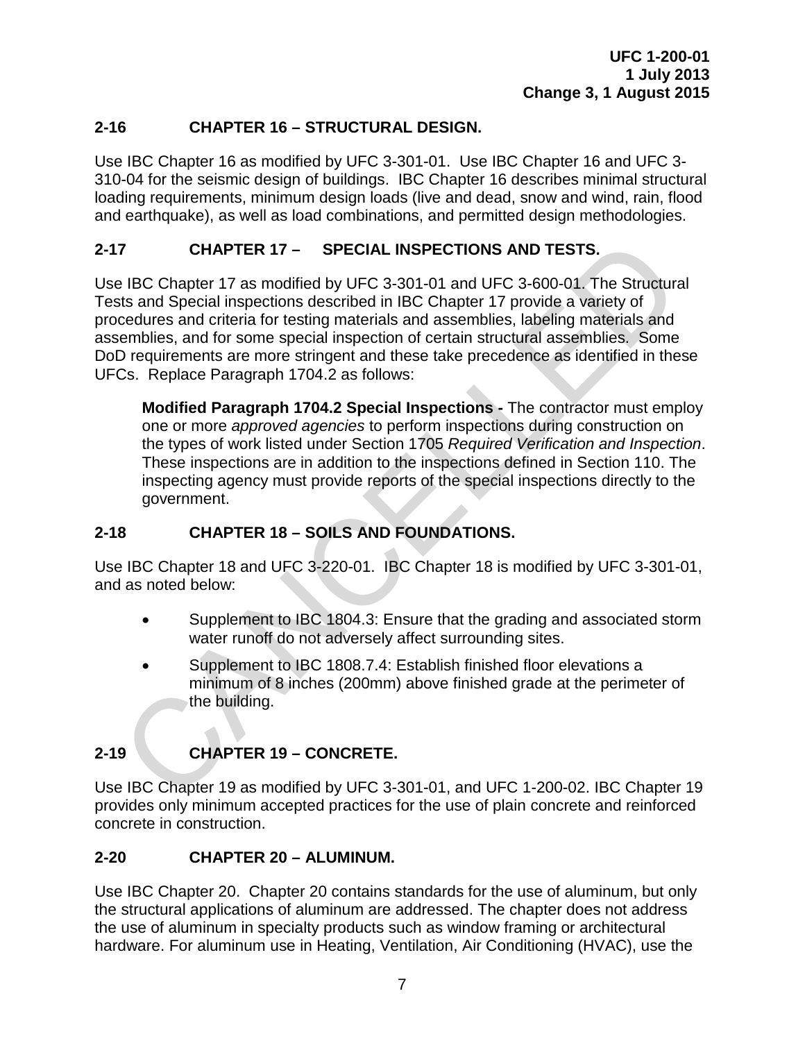## 2-16 CHAPTER 16 – STRUCTURAL DESIGN.

Use IBC Chapter 16 as modified by UFC 3-301-01. Use IBC Chapter 16 and UFC 3-310-04 for the seismic design of buildings. IBC Chapter 16 describes minimal structural loading requirements, minimum design loads (live and dead, snow and wind, rain, flood and earthquake), as well as load combinations, and permitted design methodologies.

## 2-17 CHAPTER 17 – SPECIAL INSPECTIONS AND TESTS.

Use IBC Chapter 17 as modified by UFC 3-301-01 and UFC 3-600-01. The Structural Tests and Special inspections described in IBC Chapter 17 provide a variety of procedures and criteria for testing materials and assemblies, labeling materials and assemblies, and for some special inspection of certain structural assemblies. Some DoD requirements are more stringent and these take precedence as identified in these UFCs. Replace Paragraph 1704.2 as follows:

> **Modified Paragraph 1704.2 Special Inspections -** The contractor must employ one or more *approved agencies* to perform inspections during construction on the types of work listed under Section 1705 *Required Verification and Inspection*. These inspections are in addition to the inspections defined in Section 110. The inspecting agency must provide reports of the special inspections directly to the government.

## 2-18 CHAPTER 18 – SOILS AND FOUNDATIONS.

Use IBC Chapter 18 and UFC 3-220-01. IBC Chapter 18 is modified by UFC 3-301-01, and as noted below:

- Supplement to IBC 1804.3: Ensure that the grading and associated storm water runoff do not adversely affect surrounding sites.
- Supplement to IBC 1808.7.4: Establish finished floor elevations a minimum of 8 inches (200mm) above finished grade at the perimeter of the building.

## 2-19 CHAPTER 19 – CONCRETE.

Use IBC Chapter 19 as modified by UFC 3-301-01, and UFC 1-200-02. IBC Chapter 19 provides only minimum accepted practices for the use of plain concrete and reinforced concrete in construction.

## 2-20 CHAPTER 20 – ALUMINUM.

Use IBC Chapter 20. Chapter 20 contains standards for the use of aluminum, but only the structural applications of aluminum are addressed. The chapter does not address the use of aluminum in specialty products such as window framing or architectural hardware. For aluminum use in Heating, Ventilation, Air Conditioning (HVAC), use the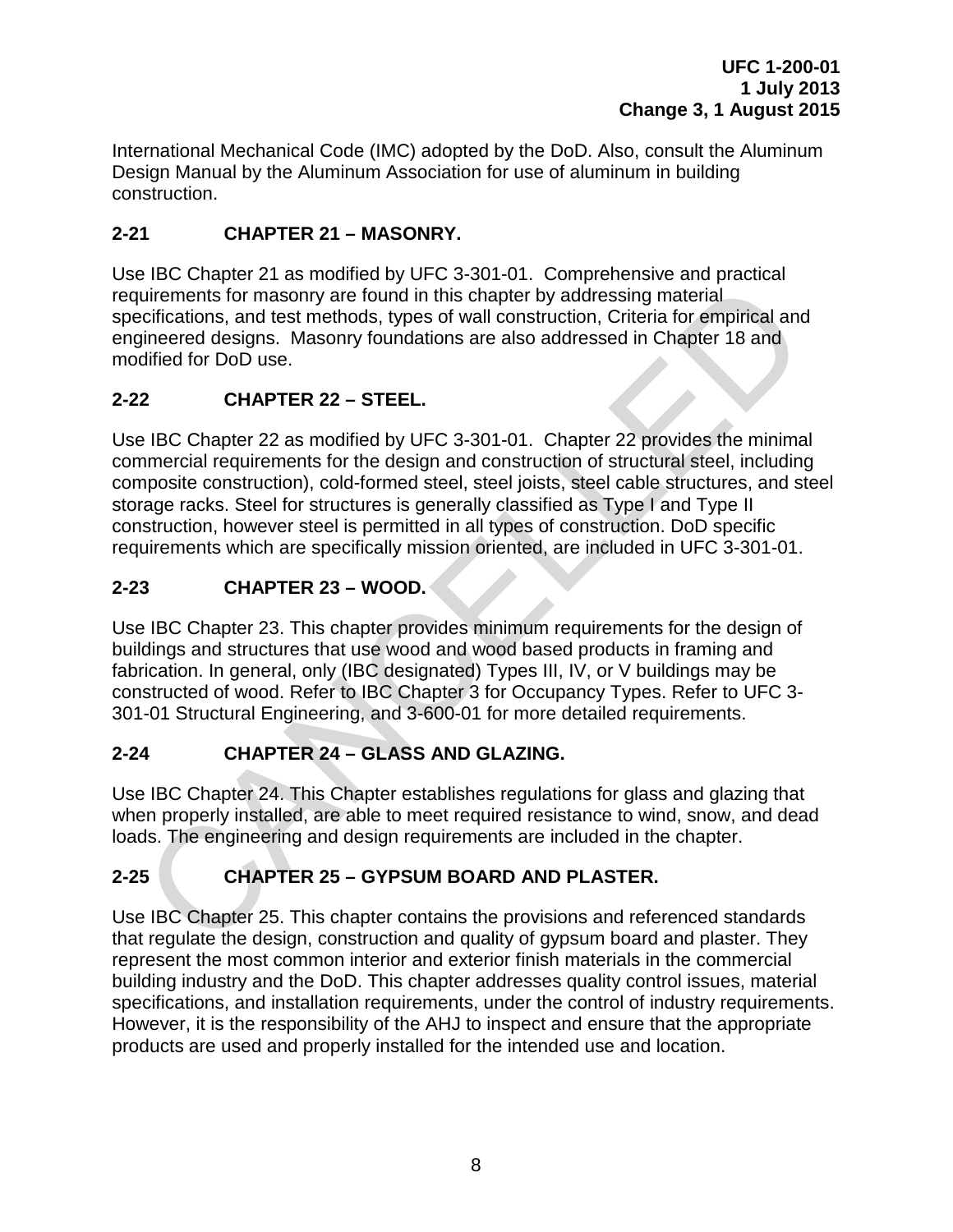International Mechanical Code (IMC) adopted by the DoD. Also, consult the Aluminum Design Manual by the Aluminum Association for use of aluminum in building construction.

## 2-21 CHAPTER 21 – MASONRY.

Use IBC Chapter 21 as modified by UFC 3-301-01. Comprehensive and practical requirements for masonry are found in this chapter by addressing material specifications, and test methods, types of wall construction, Criteria for empirical and engineered designs. Masonry foundations are also addressed in Chapter 18 and modified for DoD use.

## 2-22 CHAPTER 22 – STEEL.

Use IBC Chapter 22 as modified by UFC 3-301-01. Chapter 22 provides the minimal commercial requirements for the design and construction of structural steel, including composite construction), cold-formed steel, steel joists, steel cable structures, and steel storage racks. Steel for structures is generally classified as Type I and Type II construction, however steel is permitted in all types of construction. DoD specific requirements which are specifically mission oriented, are included in UFC 3-301-01.

## 2-23 CHAPTER 23 – WOOD.

Use IBC Chapter 23. This chapter provides minimum requirements for the design of buildings and structures that use wood and wood based products in framing and fabrication. In general, only (IBC designated) Types III, IV, or V buildings may be constructed of wood. Refer to IBC Chapter 3 for Occupancy Types. Refer to UFC 3-301-01 Structural Engineering, and 3-600-01 for more detailed requirements.

## 2-24 CHAPTER 24 – GLASS AND GLAZING.

Use IBC Chapter 24. This Chapter establishes regulations for glass and glazing that when properly installed, are able to meet required resistance to wind, snow, and dead loads. The engineering and design requirements are included in the chapter.

## 2-25 CHAPTER 25 – GYPSUM BOARD AND PLASTER.

Use IBC Chapter 25. This chapter contains the provisions and referenced standards that regulate the design, construction and quality of gypsum board and plaster. They represent the most common interior and exterior finish materials in the commercial building industry and the DoD. This chapter addresses quality control issues, material specifications, and installation requirements, under the control of industry requirements. However, it is the responsibility of the AHJ to inspect and ensure that the appropriate products are used and properly installed for the intended use and location.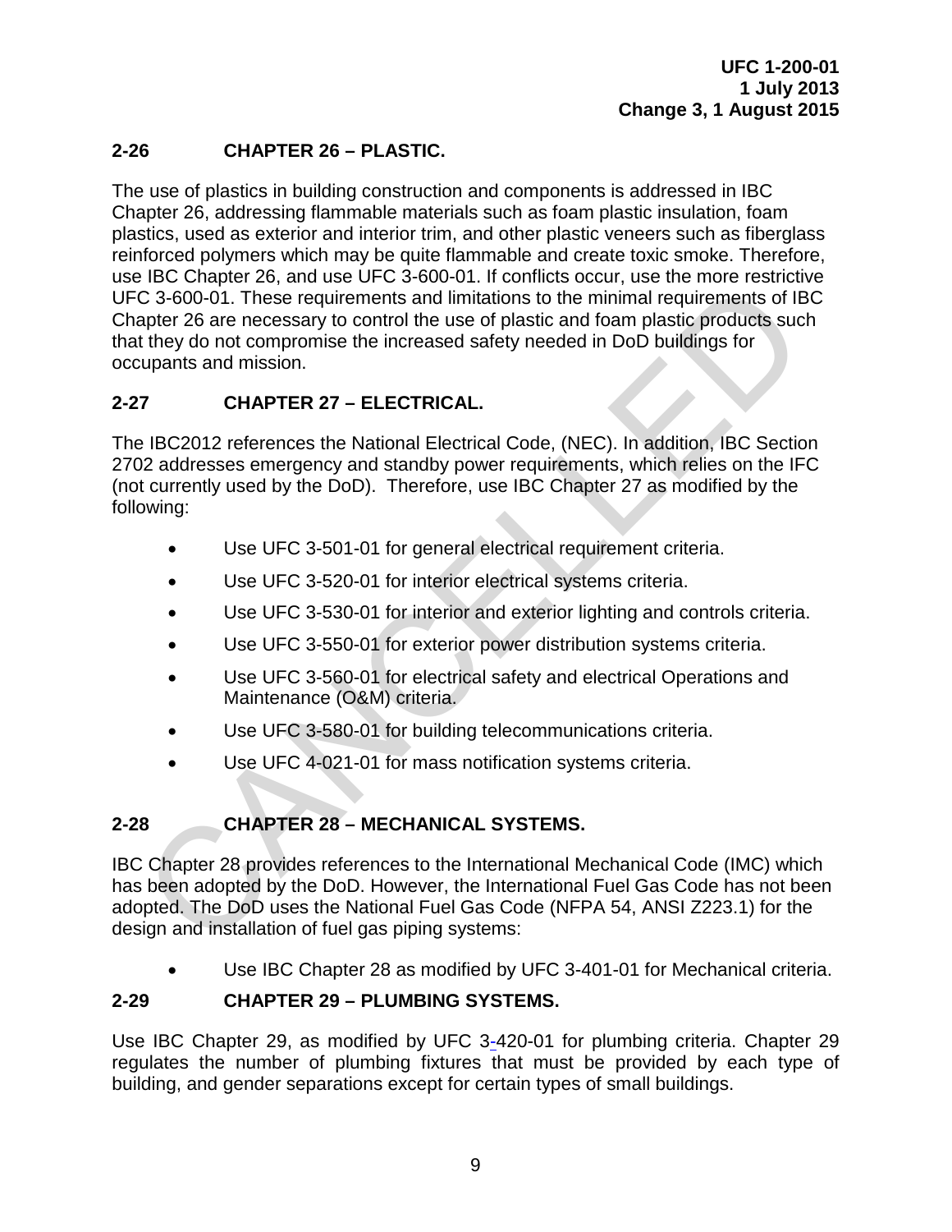## 2-26 CHAPTER 26 – PLASTIC.

The use of plastics in building construction and components is addressed in IBC Chapter 26, addressing flammable materials such as foam plastic insulation, foam plastics, used as exterior and interior trim, and other plastic veneers such as fiberglass reinforced polymers which may be quite flammable and create toxic smoke. Therefore, use IBC Chapter 26, and use UFC 3-600-01. If conflicts occur, use the more restrictive UFC 3-600-01. These requirements and limitations to the minimal requirements of IBC Chapter 26 are necessary to control the use of plastic and foam plastic products such that they do not compromise the increased safety needed in DoD buildings for occupants and mission.

## 2-27 CHAPTER 27 – ELECTRICAL.

The IBC2012 references the National Electrical Code, (NEC). In addition, IBC Section 2702 addresses emergency and standby power requirements, which relies on the IFC (not currently used by the DoD). Therefore, use IBC Chapter 27 as modified by the following:

- Use UFC 3-501-01 for general electrical requirement criteria.
- Use UFC 3-520-01 for interior electrical systems criteria.
- Use UFC 3-530-01 for interior and exterior lighting and controls criteria.
- Use UFC 3-550-01 for exterior power distribution systems criteria.
- Use UFC 3-560-01 for electrical safety and electrical Operations and Maintenance (O&M) criteria.
- Use UFC 3-580-01 for building telecommunications criteria.
- Use UFC 4-021-01 for mass notification systems criteria.

## 2-28 CHAPTER 28 – MECHANICAL SYSTEMS.

IBC Chapter 28 provides references to the International Mechanical Code (IMC) which has been adopted by the DoD. However, the International Fuel Gas Code has not been adopted. The DoD uses the National Fuel Gas Code (NFPA 54, ANSI Z223.1) for the design and installation of fuel gas piping systems:

- Use IBC Chapter 28 as modified by UFC 3-401-01 for Mechanical criteria.

## 2-29 CHAPTER 29 – PLUMBING SYSTEMS.

Use IBC Chapter 29, as modified by UFC 3-420-01 for plumbing criteria. Chapter 29 regulates the number of plumbing fixtures that must be provided by each type of building, and gender separations except for certain types of small buildings.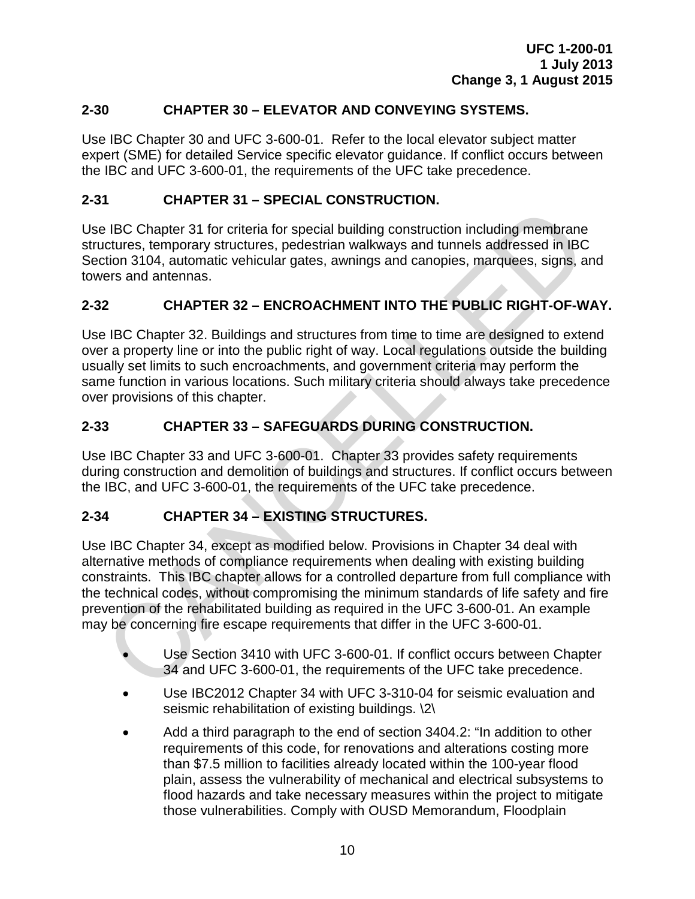## 2-30 CHAPTER 30 – ELEVATOR AND CONVEYING SYSTEMS.

Use IBC Chapter 30 and UFC 3-600-01. Refer to the local elevator subject matter expert (SME) for detailed Service specific elevator guidance. If conflict occurs between the IBC and UFC 3-600-01, the requirements of the UFC take precedence.

## 2-31 CHAPTER 31 – SPECIAL CONSTRUCTION.

Use IBC Chapter 31 for criteria for special building construction including membrane structures, temporary structures, pedestrian walkways and tunnels addressed in IBC Section 3104, automatic vehicular gates, awnings and canopies, marquees, signs, and towers and antennas.

## 2-32 CHAPTER 32 – ENCROACHMENT INTO THE PUBLIC RIGHT-OF-WAY.

Use IBC Chapter 32. Buildings and structures from time to time are designed to extend over a property line or into the public right of way. Local regulations outside the building usually set limits to such encroachments, and government criteria may perform the same function in various locations. Such military criteria should always take precedence over provisions of this chapter.

## 2-33 CHAPTER 33 – SAFEGUARDS DURING CONSTRUCTION.

Use IBC Chapter 33 and UFC 3-600-01. Chapter 33 provides safety requirements during construction and demolition of buildings and structures. If conflict occurs between the IBC, and UFC 3-600-01, the requirements of the UFC take precedence.

## 2-34 CHAPTER 34 – EXISTING STRUCTURES.

Use IBC Chapter 34, except as modified below. Provisions in Chapter 34 deal with alternative methods of compliance requirements when dealing with existing building constraints. This IBC chapter allows for a controlled departure from full compliance with the technical codes, without compromising the minimum standards of life safety and fire prevention of the rehabilitated building as required in the UFC 3-600-01. An example may be concerning fire escape requirements that differ in the UFC 3-600-01.

- Use Section 3410 with UFC 3-600-01. If conflict occurs between Chapter 34 and UFC 3-600-01, the requirements of the UFC take precedence.
- Use IBC2012 Chapter 34 with UFC 3-310-04 for seismic evaluation and seismic rehabilitation of existing buildings. \2\
- Add a third paragraph to the end of section 3404.2: "In addition to other requirements of this code, for renovations and alterations costing more than $7.5 million to facilities already located within the 100-year flood plain, assess the vulnerability of mechanical and electrical subsystems to flood hazards and take necessary measures within the project to mitigate those vulnerabilities. Comply with OUSD Memorandum, Floodplain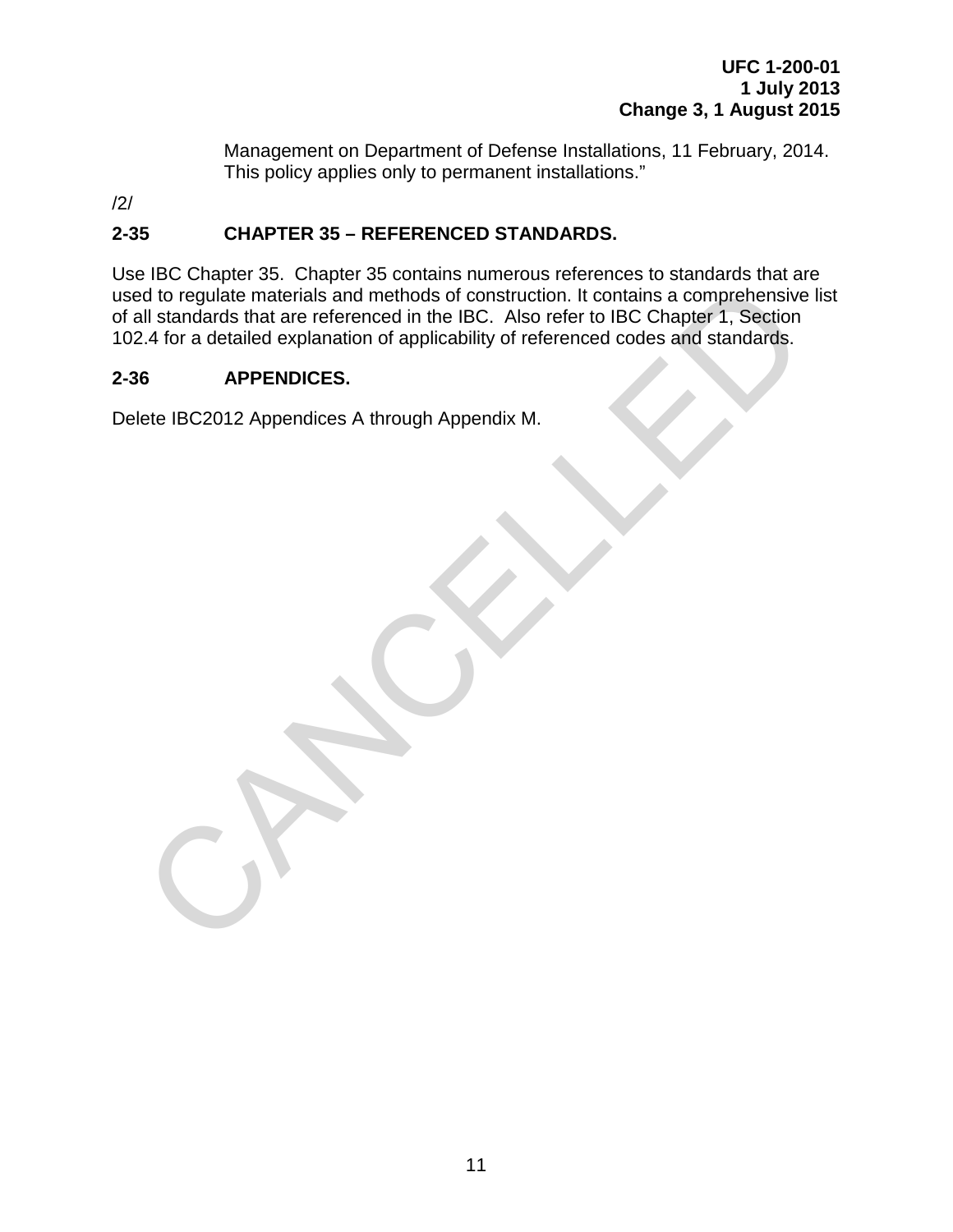Management on Department of Defense Installations, 11 February, 2014. This policy applies only to permanent installations.”

/2/

## 2-35 CHAPTER 35 – REFERENCED STANDARDS.

Use IBC Chapter 35. Chapter 35 contains numerous references to standards that are used to regulate materials and methods of construction. It contains a comprehensive list of all standards that are referenced in the IBC. Also refer to IBC Chapter 1, Section 102.4 for a detailed explanation of applicability of referenced codes and standards.

## 2-36 APPENDICES.

Delete IBC2012 Appendices A through Appendix M.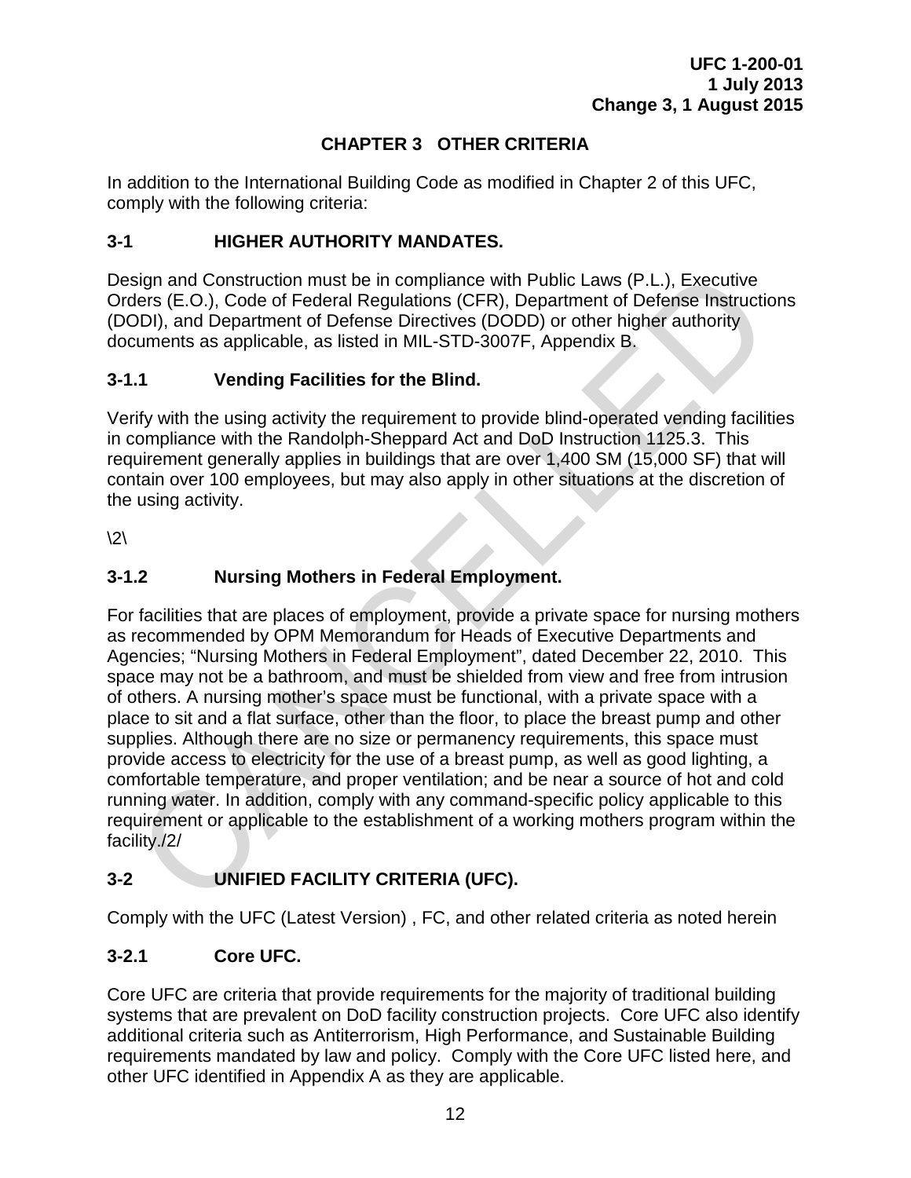# CHAPTER 3 OTHER CRITERIA

In addition to the International Building Code as modified in Chapter 2 of this UFC, comply with the following criteria:

## 3-1 HIGHER AUTHORITY MANDATES.

Design and Construction must be in compliance with Public Laws (P.L.), Executive Orders (E.O.), Code of Federal Regulations (CFR), Department of Defense Instructions (DODI), and Department of Defense Directives (DODD) or other higher authority documents as applicable, as listed in MIL-STD-3007F, Appendix B.

### 3-1.1 Vending Facilities for the Blind.

Verify with the using activity the requirement to provide blind-operated vending facilities in compliance with the Randolph-Sheppard Act and DoD Instruction 1125.3. This requirement generally applies in buildings that are over 1,400 SM (15,000 SF) that will contain over 100 employees, but may also apply in other situations at the discretion of the using activity.

\2\

### 3-1.2 Nursing Mothers in Federal Employment.

For facilities that are places of employment, provide a private space for nursing mothers as recommended by OPM Memorandum for Heads of Executive Departments and Agencies; "Nursing Mothers in Federal Employment", dated December 22, 2010. This space may not be a bathroom, and must be shielded from view and free from intrusion of others. A nursing mother's space must be functional, with a private space with a place to sit and a flat surface, other than the floor, to place the breast pump and other supplies. Although there are no size or permanency requirements, this space must provide access to electricity for the use of a breast pump, as well as good lighting, a comfortable temperature, and proper ventilation; and be near a source of hot and cold running water. In addition, comply with any command-specific policy applicable to this requirement or applicable to the establishment of a working mothers program within the facility./2/

## 3-2 UNIFIED FACILITY CRITERIA (UFC).

Comply with the UFC (Latest Version) , FC, and other related criteria as noted herein

### 3-2.1 Core UFC.

Core UFC are criteria that provide requirements for the majority of traditional building systems that are prevalent on DoD facility construction projects. Core UFC also identify additional criteria such as Antiterrorism, High Performance, and Sustainable Building requirements mandated by law and policy. Comply with the Core UFC listed here, and other UFC identified in Appendix A as they are applicable.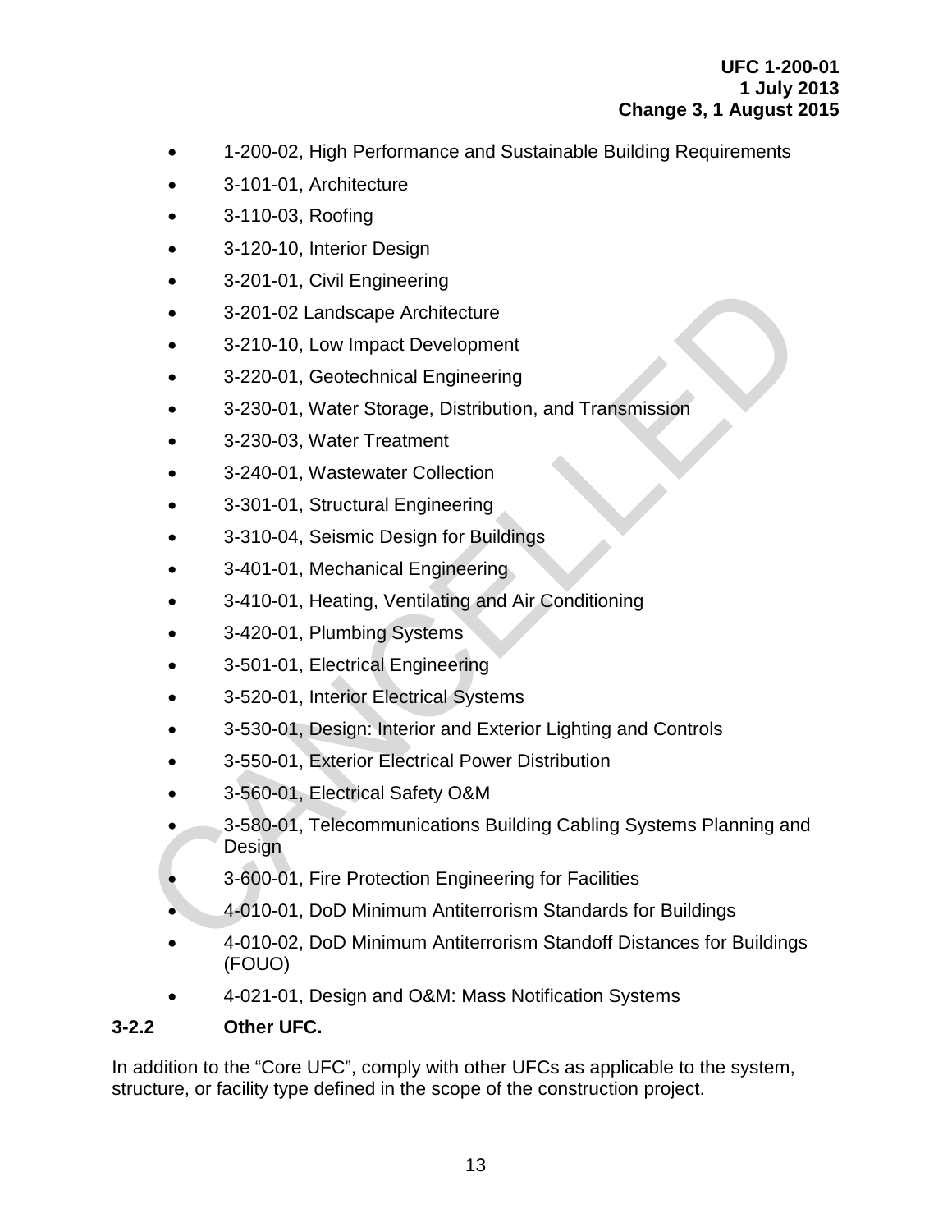- 1-200-02, High Performance and Sustainable Building Requirements
- 3-101-01, Architecture
- 3-110-03, Roofing
- 3-120-10, Interior Design
- 3-201-01, Civil Engineering
- 3-201-02 Landscape Architecture
- 3-210-10, Low Impact Development
- 3-220-01, Geotechnical Engineering
- 3-230-01, Water Storage, Distribution, and Transmission
- 3-230-03, Water Treatment
- 3-240-01, Wastewater Collection
- 3-301-01, Structural Engineering
- 3-310-04, Seismic Design for Buildings
- 3-401-01, Mechanical Engineering
- 3-410-01, Heating, Ventilating and Air Conditioning
- 3-420-01, Plumbing Systems
- 3-501-01, Electrical Engineering
- 3-520-01, Interior Electrical Systems
- 3-530-01, Design: Interior and Exterior Lighting and Controls
- 3-550-01, Exterior Electrical Power Distribution
- 3-560-01, Electrical Safety O&M
- 3-580-01, Telecommunications Building Cabling Systems Planning and Design
- 3-600-01, Fire Protection Engineering for Facilities
- 4-010-01, DoD Minimum Antiterrorism Standards for Buildings
- 4-010-02, DoD Minimum Antiterrorism Standoff Distances for Buildings (FOUO)
- 4-021-01, Design and O&M: Mass Notification Systems

### 3-2.2 Other UFC.

In addition to the "Core UFC", comply with other UFCs as applicable to the system, structure, or facility type defined in the scope of the construction project.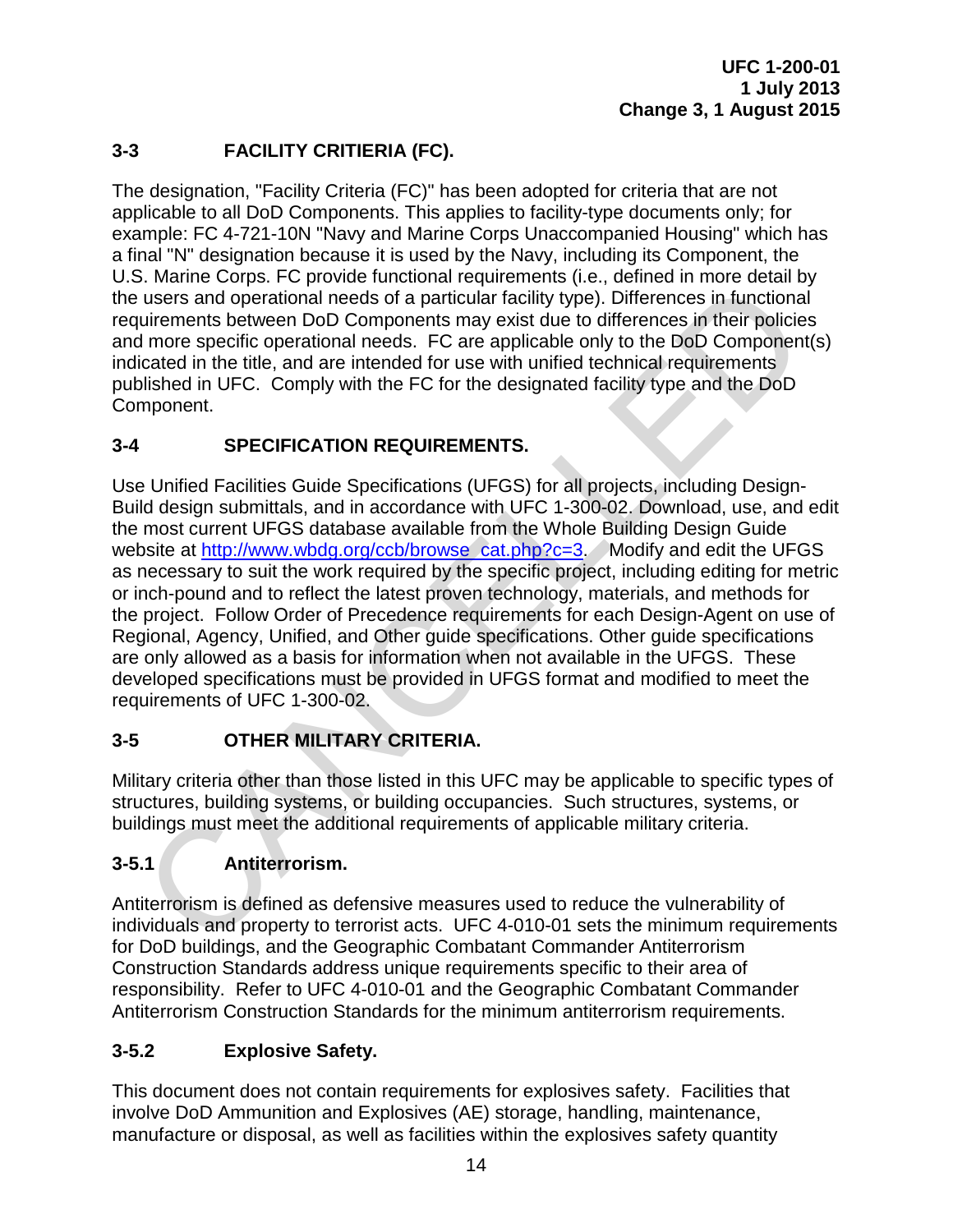## 3-3 FACILITY CRITIERIA (FC).

The designation, "Facility Criteria (FC)" has been adopted for criteria that are not applicable to all DoD Components. This applies to facility-type documents only; for example: FC 4-721-10N "Navy and Marine Corps Unaccompanied Housing" which has a final "N" designation because it is used by the Navy, including its Component, the U.S. Marine Corps. FC provide functional requirements (i.e., defined in more detail by the users and operational needs of a particular facility type). Differences in functional requirements between DoD Components may exist due to differences in their policies and more specific operational needs. FC are applicable only to the DoD Component(s) indicated in the title, and are intended for use with unified technical requirements published in UFC. Comply with the FC for the designated facility type and the DoD Component.

## 3-4 SPECIFICATION REQUIREMENTS.

Use Unified Facilities Guide Specifications (UFGS) for all projects, including Design-Build design submittals, and in accordance with UFC 1-300-02. Download, use, and edit the most current UFGS database available from the Whole Building Design Guide website at [http://www.wbdg.org/ccb/browse_cat.php?c=3](http://www.wbdg.org/ccb/browse_cat.php?c=3). Modify and edit the UFGS as necessary to suit the work required by the specific project, including editing for metric or inch-pound and to reflect the latest proven technology, materials, and methods for the project. Follow Order of Precedence requirements for each Design-Agent on use of Regional, Agency, Unified, and Other guide specifications. Other guide specifications are only allowed as a basis for information when not available in the UFGS. These developed specifications must be provided in UFGS format and modified to meet the requirements of UFC 1-300-02.

## 3-5 OTHER MILITARY CRITERIA.

Military criteria other than those listed in this UFC may be applicable to specific types of structures, building systems, or building occupancies. Such structures, systems, or buildings must meet the additional requirements of applicable military criteria.

### 3-5.1 Antiterrorism.

Antiterrorism is defined as defensive measures used to reduce the vulnerability of individuals and property to terrorist acts. UFC 4-010-01 sets the minimum requirements for DoD buildings, and the Geographic Combatant Commander Antiterrorism Construction Standards address unique requirements specific to their area of responsibility. Refer to UFC 4-010-01 and the Geographic Combatant Commander Antiterrorism Construction Standards for the minimum antiterrorism requirements.

### 3-5.2 Explosive Safety.

This document does not contain requirements for explosives safety. Facilities that involve DoD Ammunition and Explosives (AE) storage, handling, maintenance, manufacture or disposal, as well as facilities within the explosives safety quantity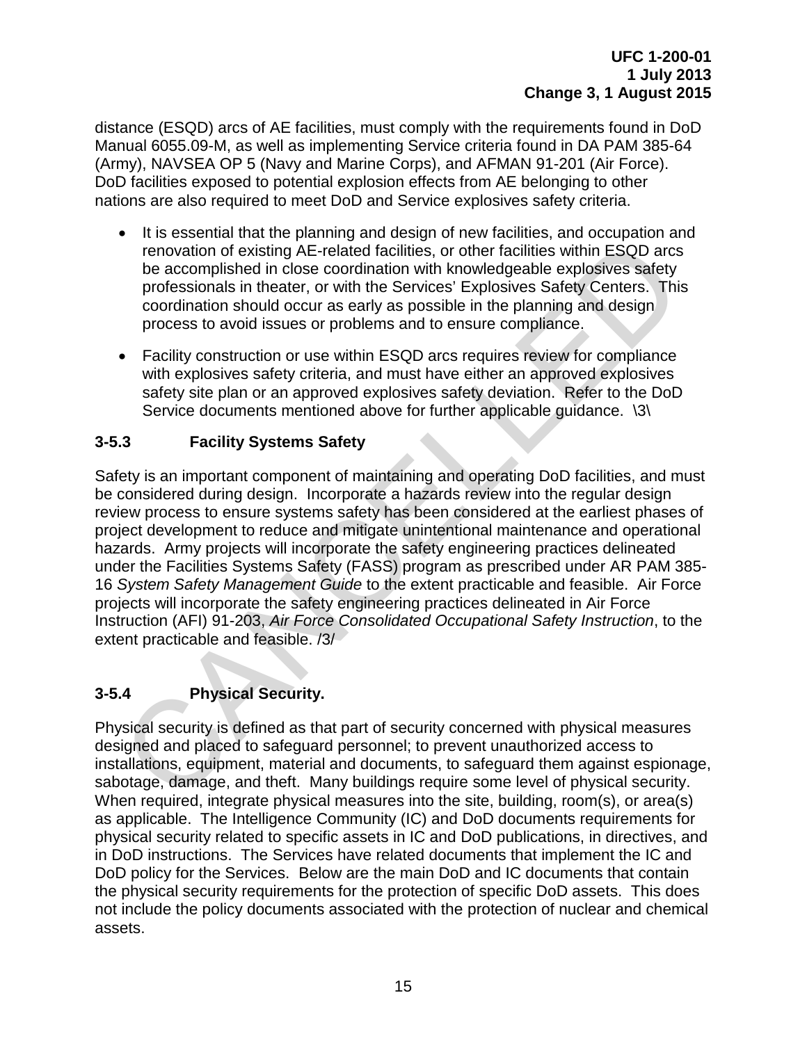distance (ESQD) arcs of AE facilities, must comply with the requirements found in DoD Manual 6055.09-M, as well as implementing Service criteria found in DA PAM 385-64 (Army), NAVSEA OP 5 (Navy and Marine Corps), and AFMAN 91-201 (Air Force). DoD facilities exposed to potential explosion effects from AE belonging to other nations are also required to meet DoD and Service explosives safety criteria.

- It is essential that the planning and design of new facilities, and occupation and renovation of existing AE-related facilities, or other facilities within ESQD arcs be accomplished in close coordination with knowledgeable explosives safety professionals in theater, or with the Services' Explosives Safety Centers. This coordination should occur as early as possible in the planning and design process to avoid issues or problems and to ensure compliance.
- Facility construction or use within ESQD arcs requires review for compliance with explosives safety criteria, and must have either an approved explosives safety site plan or an approved explosives safety deviation. Refer to the DoD Service documents mentioned above for further applicable guidance. \3\

### 3-5.3 Facility Systems Safety

Safety is an important component of maintaining and operating DoD facilities, and must be considered during design. Incorporate a hazards review into the regular design review process to ensure systems safety has been considered at the earliest phases of project development to reduce and mitigate unintentional maintenance and operational hazards. Army projects will incorporate the safety engineering practices delineated under the Facilities Systems Safety (FASS) program as prescribed under AR PAM 385-16 *System Safety Management Guide* to the extent practicable and feasible. Air Force projects will incorporate the safety engineering practices delineated in Air Force Instruction (AFI) 91-203, *Air Force Consolidated Occupational Safety Instruction*, to the extent practicable and feasible. /3/

### 3-5.4 Physical Security.

Physical security is defined as that part of security concerned with physical measures designed and placed to safeguard personnel; to prevent unauthorized access to installations, equipment, material and documents, to safeguard them against espionage, sabotage, damage, and theft. Many buildings require some level of physical security. When required, integrate physical measures into the site, building, room(s), or area(s) as applicable. The Intelligence Community (IC) and DoD documents requirements for physical security related to specific assets in IC and DoD publications, in directives, and in DoD instructions. The Services have related documents that implement the IC and DoD policy for the Services. Below are the main DoD and IC documents that contain the physical security requirements for the protection of specific DoD assets. This does not include the policy documents associated with the protection of nuclear and chemical assets.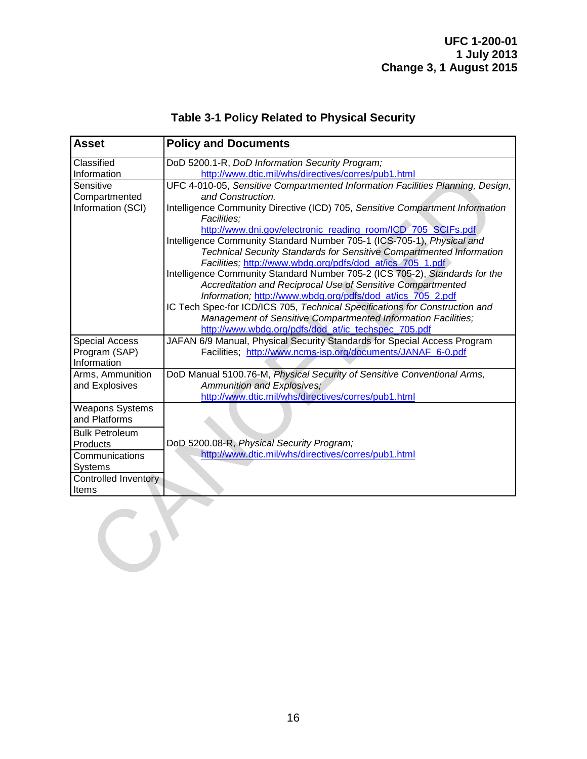**Table 3-1 Policy Related to Physical Security**

| Asset | Policy and Documents |
|---|---|
| Classified Information | DoD 5200.1-R, *DoD Information Security Program;* http://www.dtic.mil/whs/directives/corres/pub1.html |
| Sensitive Compartmented Information (SCI) | UFC 4-010-05, *Sensitive Compartmented Information Facilities Planning, Design, and Construction.*<br>Intelligence Community Directive (ICD) 705, *Sensitive Compartment Information Facilities;* http://www.dni.gov/electronic_reading_room/ICD_705_SCIFs.pdf<br>Intelligence Community Standard Number 705-1 (ICS-705-1), *Physical and Technical Security Standards for Sensitive Compartmented Information Facilities;* http://www.wbdg.org/pdfs/dod_at/ics_705_1.pdf<br>Intelligence Community Standard Number 705-2 (ICS 705-2), *Standards for the Accreditation and Reciprocal Use of Sensitive Compartmented Information;* http://www.wbdg.org/pdfs/dod_at/ics_705_2.pdf<br>IC Tech Spec-for ICD/ICS 705, *Technical Specifications for Construction and Management of Sensitive Compartmented Information Facilities;* http://www.wbdg.org/pdfs/dod_at/ic_techspec_705.pdf |
| Special Access Program (SAP) Information | JAFAN 6/9 Manual, Physical Security Standards for Special Access Program Facilities; http://www.ncms-isp.org/documents/JANAF_6-0.pdf |
| Arms, Ammunition and Explosives | DoD Manual 5100.76-M, *Physical Security of Sensitive Conventional Arms, Ammunition and Explosives;* http://www.dtic.mil/whs/directives/corres/pub1.html |
| Weapons Systems and Platforms | DoD 5200.08-R, *Physical Security Program;* http://www.dtic.mil/whs/directives/corres/pub1.html |
| Bulk Petroleum Products | |
| Communications Systems | |
| Controlled Inventory Items | |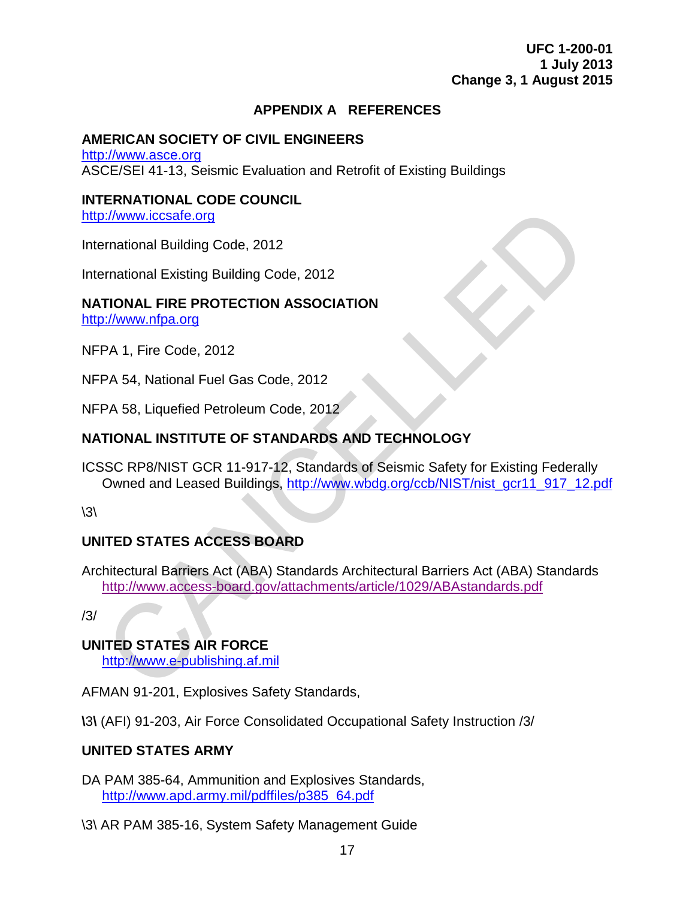# APPENDIX A REFERENCES

**AMERICAN SOCIETY OF CIVIL ENGINEERS**
http://www.asce.org
ASCE/SEI 41-13, Seismic Evaluation and Retrofit of Existing Buildings

**INTERNATIONAL CODE COUNCIL**
http://www.iccsafe.org

International Building Code, 2012

International Existing Building Code, 2012

**NATIONAL FIRE PROTECTION ASSOCIATION**
http://www.nfpa.org

NFPA 1, Fire Code, 2012

NFPA 54, National Fuel Gas Code, 2012

NFPA 58, Liquefied Petroleum Code, 2012

**NATIONAL INSTITUTE OF STANDARDS AND TECHNOLOGY**

ICSSC RP8/NIST GCR 11-917-12, Standards of Seismic Safety for Existing Federally Owned and Leased Buildings, http://www.wbdg.org/ccb/NIST/nist_gcr11_917_12.pdf

\3\

**UNITED STATES ACCESS BOARD**

Architectural Barriers Act (ABA) Standards Architectural Barriers Act (ABA) Standards http://www.access-board.gov/attachments/article/1029/ABAstandards.pdf

/3/

**UNITED STATES AIR FORCE**
http://www.e-publishing.af.mil

AFMAN 91-201, Explosives Safety Standards,

**\3\** (AFI) 91-203, Air Force Consolidated Occupational Safety Instruction /3/

**UNITED STATES ARMY**

DA PAM 385-64, Ammunition and Explosives Standards, http://www.apd.army.mil/pdffiles/p385_64.pdf

\3\ AR PAM 385-16, System Safety Management Guide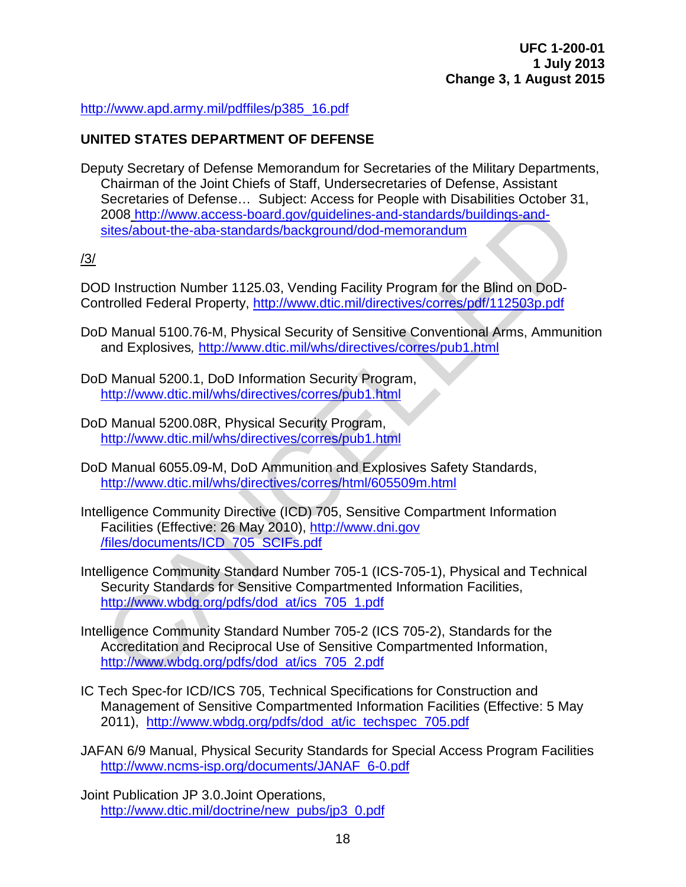http://www.apd.army.mil/pdffiles/p385_16.pdf

**UNITED STATES DEPARTMENT OF DEFENSE**

Deputy Secretary of Defense Memorandum for Secretaries of the Military Departments, Chairman of the Joint Chiefs of Staff, Undersecretaries of Defense, Assistant Secretaries of Defense… Subject: Access for People with Disabilities October 31, 2008 http://www.access-board.gov/guidelines-and-standards/buildings-and-sites/about-the-aba-standards/background/dod-memorandum

/3/

DOD Instruction Number 1125.03, Vending Facility Program for the Blind on DoD-Controlled Federal Property, http://www.dtic.mil/directives/corres/pdf/112503p.pdf

DoD Manual 5100.76-M, Physical Security of Sensitive Conventional Arms, Ammunition and Explosives, http://www.dtic.mil/whs/directives/corres/pub1.html

DoD Manual 5200.1, DoD Information Security Program, http://www.dtic.mil/whs/directives/corres/pub1.html

DoD Manual 5200.08R, Physical Security Program, http://www.dtic.mil/whs/directives/corres/pub1.html

DoD Manual 6055.09-M, DoD Ammunition and Explosives Safety Standards, http://www.dtic.mil/whs/directives/corres/html/605509m.html

Intelligence Community Directive (ICD) 705, Sensitive Compartment Information Facilities (Effective: 26 May 2010), http://www.dni.gov /files/documents/ICD_705_SCIFs.pdf

Intelligence Community Standard Number 705-1 (ICS-705-1), Physical and Technical Security Standards for Sensitive Compartmented Information Facilities, http://www.wbdg.org/pdfs/dod_at/ics_705_1.pdf

Intelligence Community Standard Number 705-2 (ICS 705-2), Standards for the Accreditation and Reciprocal Use of Sensitive Compartmented Information, http://www.wbdg.org/pdfs/dod_at/ics_705_2.pdf

IC Tech Spec-for ICD/ICS 705, Technical Specifications for Construction and Management of Sensitive Compartmented Information Facilities (Effective: 5 May 2011), http://www.wbdg.org/pdfs/dod_at/ic_techspec_705.pdf

JAFAN 6/9 Manual, Physical Security Standards for Special Access Program Facilities http://www.ncms-isp.org/documents/JANAF_6-0.pdf

Joint Publication JP 3.0.Joint Operations, http://www.dtic.mil/doctrine/new_pubs/jp3_0.pdf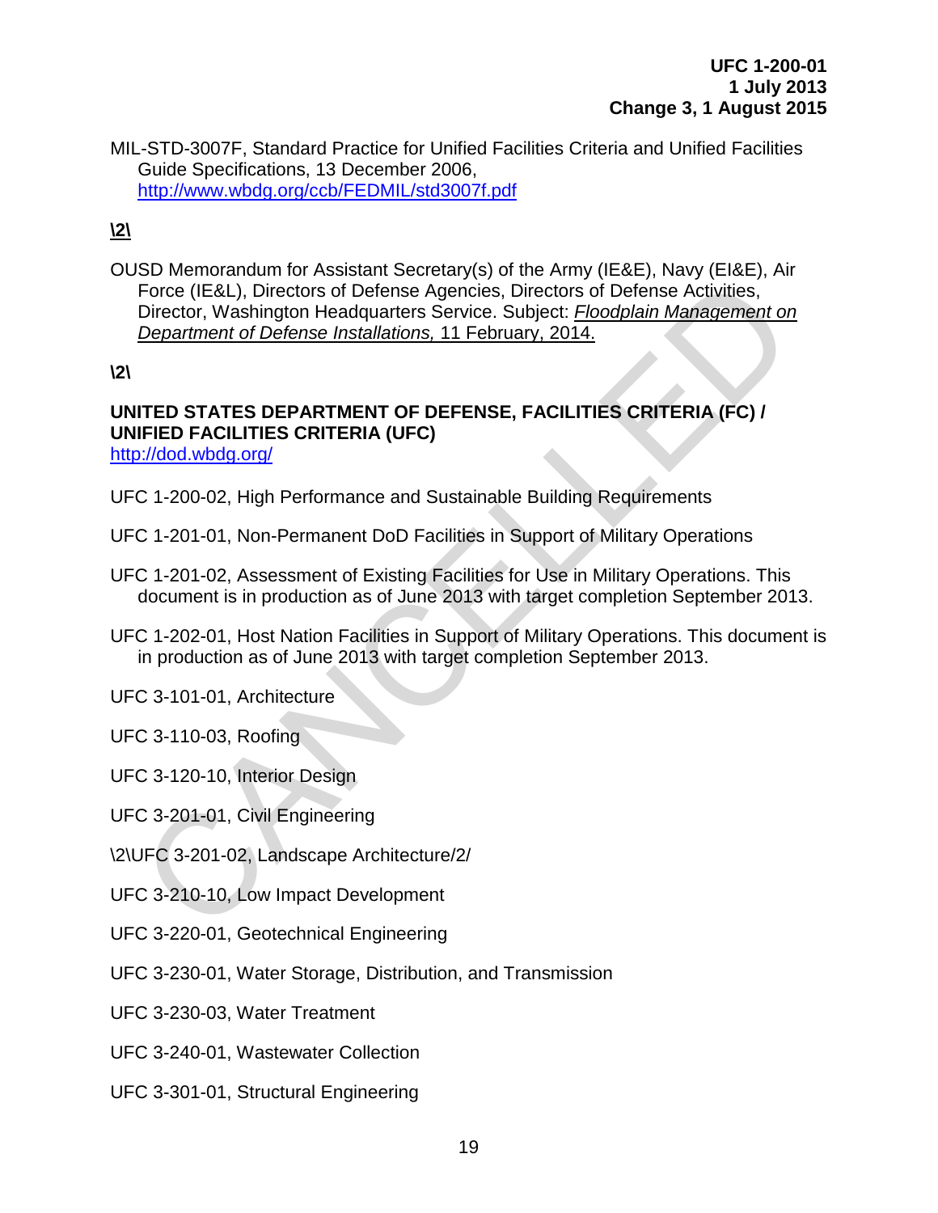MIL-STD-3007F, Standard Practice for Unified Facilities Criteria and Unified Facilities Guide Specifications, 13 December 2006, http://www.wbdg.org/ccb/FEDMIL/std3007f.pdf

**\2\**

OUSD Memorandum for Assistant Secretary(s) of the Army (IE&E), Navy (EI&E), Air Force (IE&L), Directors of Defense Agencies, Directors of Defense Activities, Director, Washington Headquarters Service. Subject: *Floodplain Management on Department of Defense Installations,* 11 February, 2014.

**\2\**

**UNITED STATES DEPARTMENT OF DEFENSE, FACILITIES CRITERIA (FC) / UNIFIED FACILITIES CRITERIA (UFC)**
http://dod.wbdg.org/

UFC 1-200-02, High Performance and Sustainable Building Requirements

UFC 1-201-01, Non-Permanent DoD Facilities in Support of Military Operations

UFC 1-201-02, Assessment of Existing Facilities for Use in Military Operations. This document is in production as of June 2013 with target completion September 2013.

UFC 1-202-01, Host Nation Facilities in Support of Military Operations. This document is in production as of June 2013 with target completion September 2013.

UFC 3-101-01, Architecture

UFC 3-110-03, Roofing

UFC 3-120-10, Interior Design

UFC 3-201-01, Civil Engineering

\2\UFC 3-201-02, Landscape Architecture/2/

UFC 3-210-10, Low Impact Development

UFC 3-220-01, Geotechnical Engineering

UFC 3-230-01, Water Storage, Distribution, and Transmission

UFC 3-230-03, Water Treatment

UFC 3-240-01, Wastewater Collection

UFC 3-301-01, Structural Engineering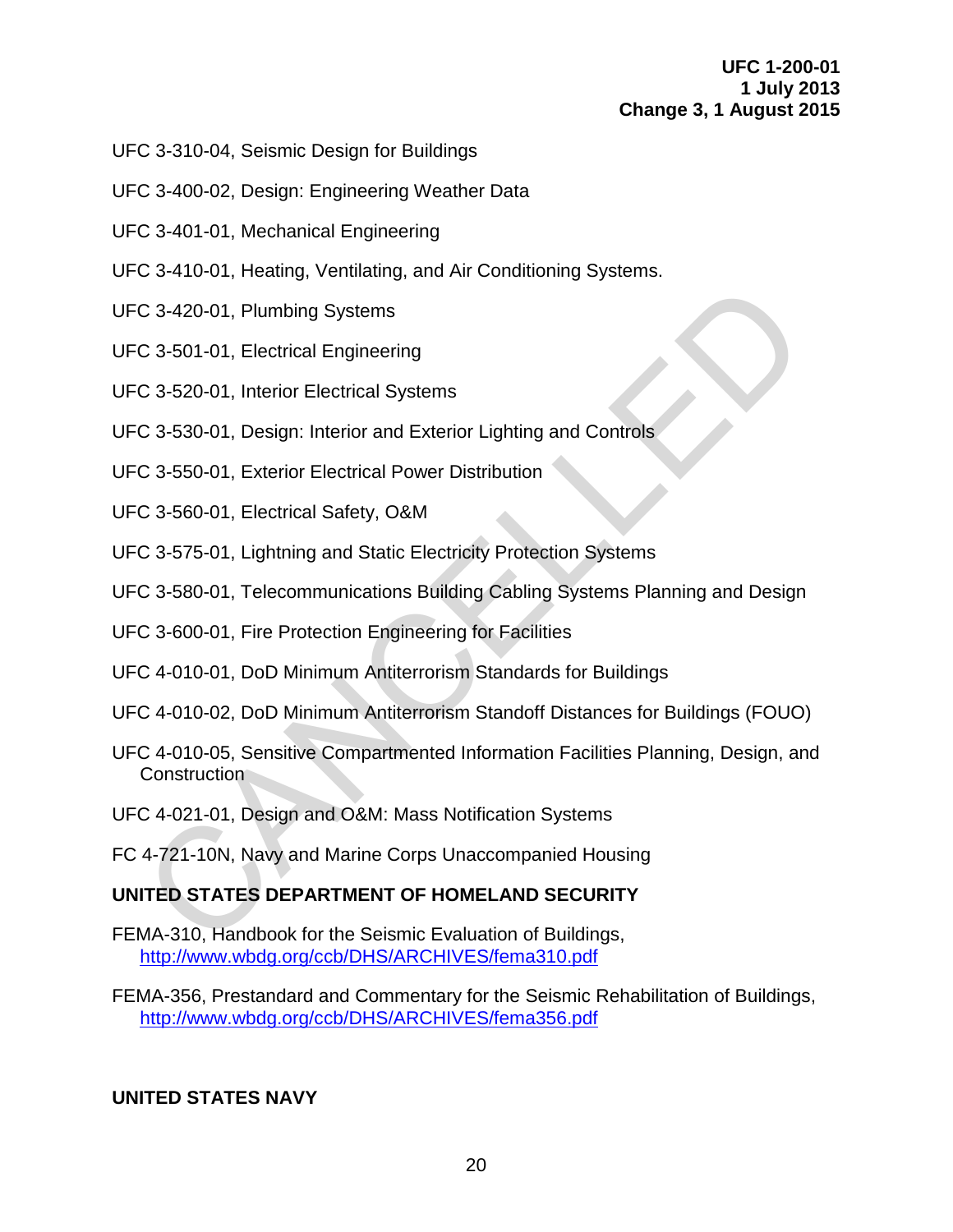UFC 3-310-04, Seismic Design for Buildings

UFC 3-400-02, Design: Engineering Weather Data

UFC 3-401-01, Mechanical Engineering

UFC 3-410-01, Heating, Ventilating, and Air Conditioning Systems.

UFC 3-420-01, Plumbing Systems

UFC 3-501-01, Electrical Engineering

UFC 3-520-01, Interior Electrical Systems

UFC 3-530-01, Design: Interior and Exterior Lighting and Controls

UFC 3-550-01, Exterior Electrical Power Distribution

UFC 3-560-01, Electrical Safety, O&M

UFC 3-575-01, Lightning and Static Electricity Protection Systems

UFC 3-580-01, Telecommunications Building Cabling Systems Planning and Design

UFC 3-600-01, Fire Protection Engineering for Facilities

UFC 4-010-01, DoD Minimum Antiterrorism Standards for Buildings

UFC 4-010-02, DoD Minimum Antiterrorism Standoff Distances for Buildings (FOUO)

UFC 4-010-05, Sensitive Compartmented Information Facilities Planning, Design, and Construction

UFC 4-021-01, Design and O&M: Mass Notification Systems

FC 4-721-10N, Navy and Marine Corps Unaccompanied Housing

**UNITED STATES DEPARTMENT OF HOMELAND SECURITY**

FEMA-310, Handbook for the Seismic Evaluation of Buildings, http://www.wbdg.org/ccb/DHS/ARCHIVES/fema310.pdf

FEMA-356, Prestandard and Commentary for the Seismic Rehabilitation of Buildings, http://www.wbdg.org/ccb/DHS/ARCHIVES/fema356.pdf

**UNITED STATES NAVY**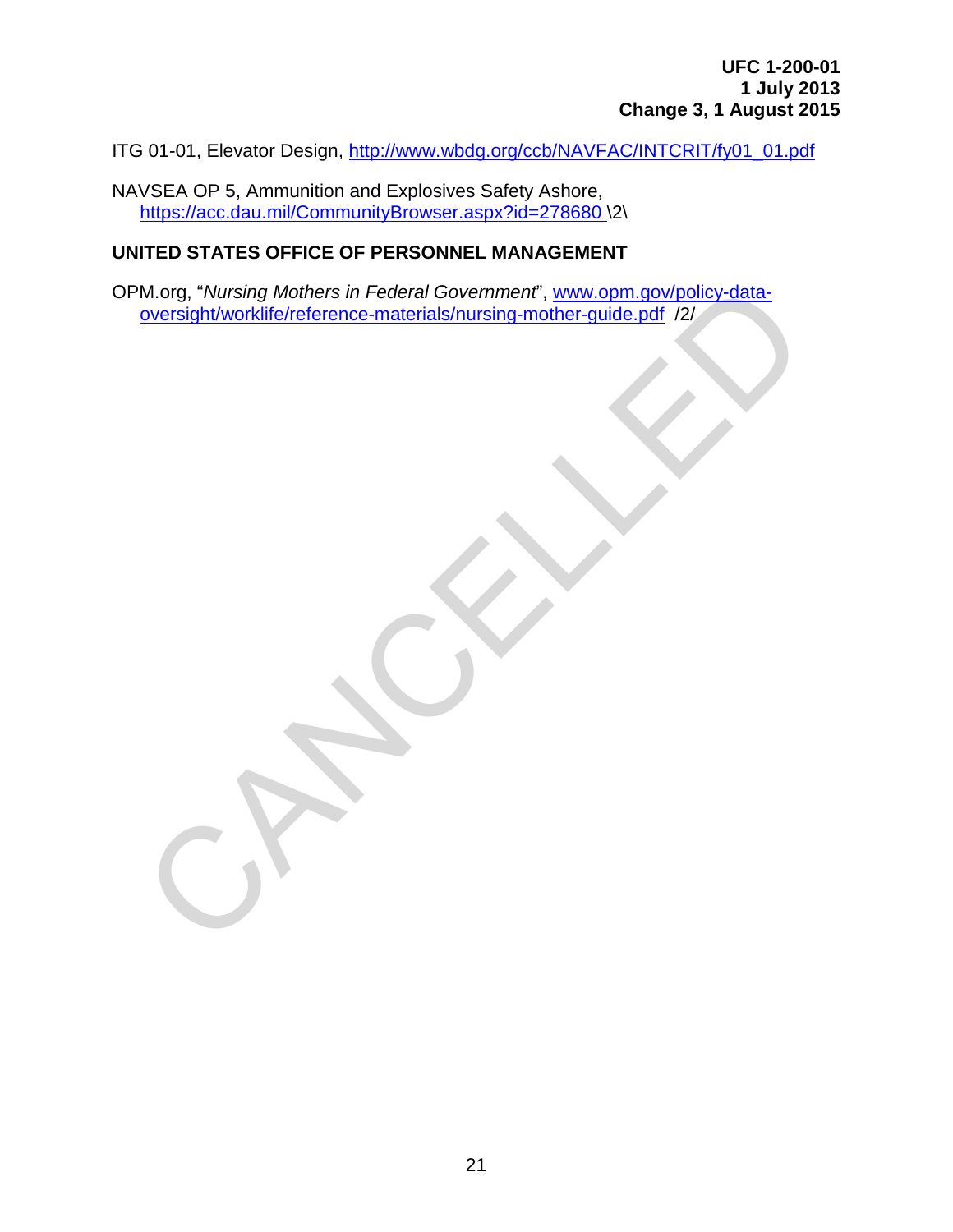ITG 01-01, Elevator Design, http://www.wbdg.org/ccb/NAVFAC/INTCRIT/fy01_01.pdf

NAVSEA OP 5, Ammunition and Explosives Safety Ashore, https://acc.dau.mil/CommunityBrowser.aspx?id=278680 \2\

**UNITED STATES OFFICE OF PERSONNEL MANAGEMENT**

OPM.org, "*Nursing Mothers in Federal Government*", www.opm.gov/policy-data-oversight/worklife/reference-materials/nursing-mother-guide.pdf /2/